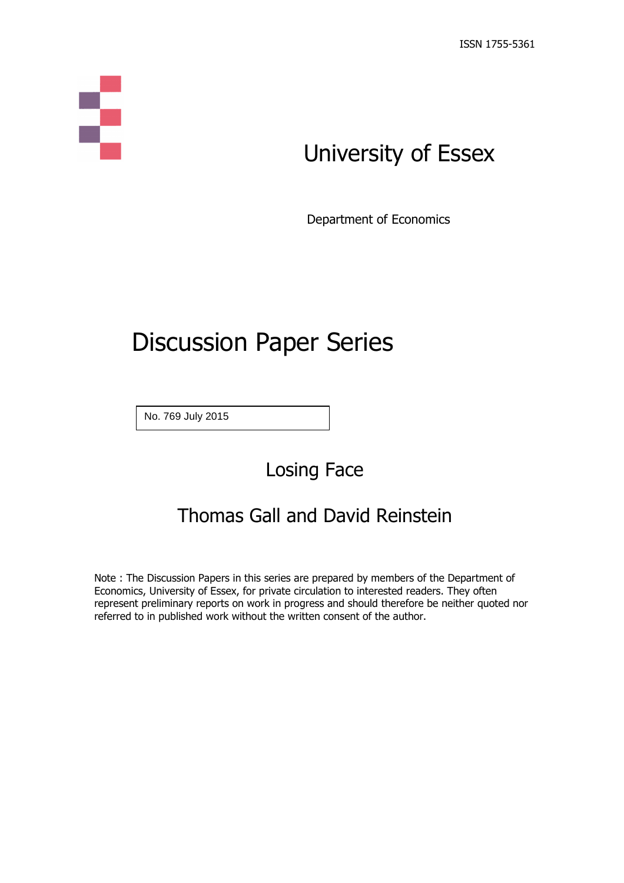ISSN 1755-5361

# University of Essex

Department of Economics

# Discussion Paper Series

No. 769 July 2015

## Losing Face

### Thomas Gall and David Reinstein

Note : The Discussion Papers in this series are prepared by members of the Department of Economics, University of Essex, for private circulation to interested readers. They often represent preliminary reports on work in progress and should therefore be neither quoted nor referred to in published work without the written consent of the author.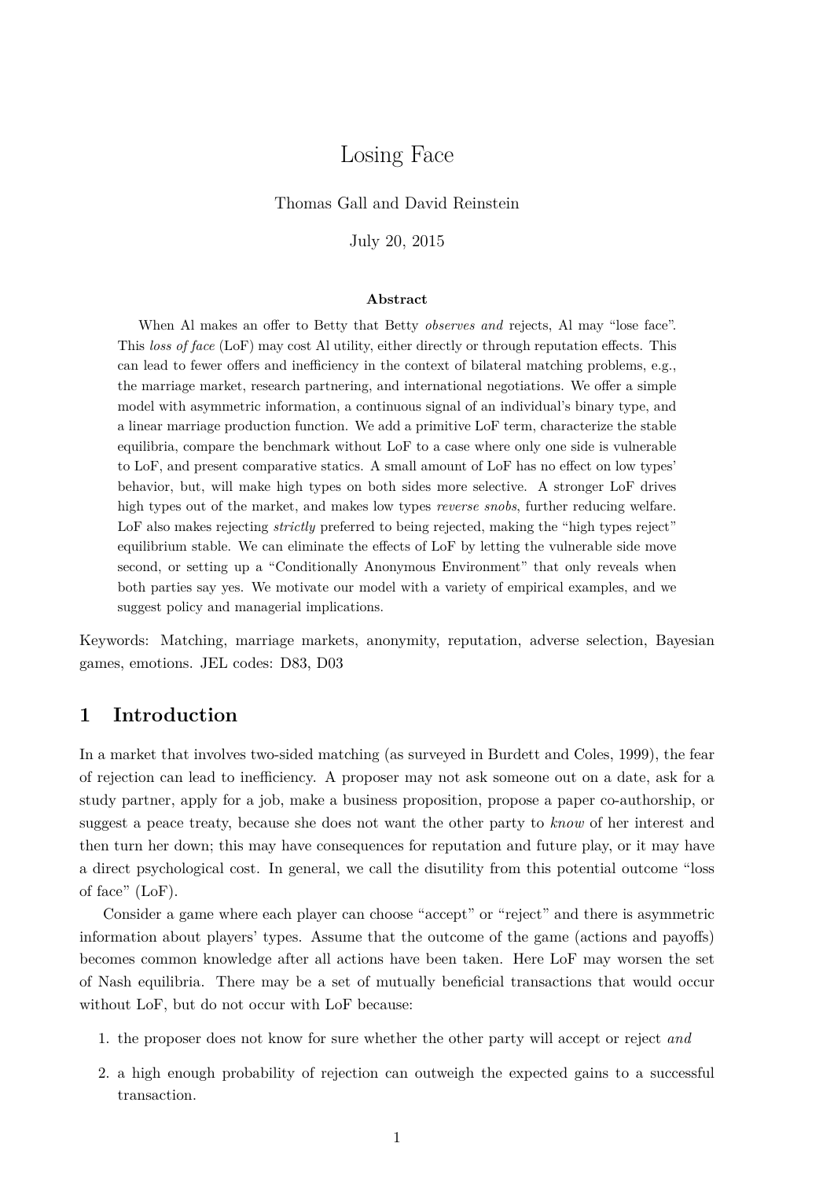# Losing Face

Thomas Gall and David Reinstein

July 20, 2015

### Abstract

When Al makes an offer to Betty that Betty *observes and* rejects, Al may "lose face". This *loss of face* (LoF) may cost Al utility, either directly or through reputation effects. This can lead to fewer offers and inefficiency in the context of bilateral matching problems, e.g., the marriage market, research partnering, and international negotiations. We offer a simple model with asymmetric information, a continuous signal of an individual's binary type, and a linear marriage production function. We add a primitive LoF term, characterize the stable equilibria, compare the benchmark without LoF to a case where only one side is vulnerable to LoF, and present comparative statics. A small amount of LoF has no effect on low types' behavior, but, will make high types on both sides more selective. A stronger LoF drives high types out of the market, and makes low types *reverse snobs*, further reducing welfare. LoF also makes rejecting *strictly* preferred to being rejected, making the "high types reject" equilibrium stable. We can eliminate the effects of LoF by letting the vulnerable side move second, or setting up a "Conditionally Anonymous Environment" that only reveals when both parties say yes. We motivate our model with a variety of empirical examples, and we suggest policy and managerial implications.

Keywords: Matching, marriage markets, anonymity, reputation, adverse selection, Bayesian games, emotions. JEL codes: D83, D03

## 1 Introduction

In a market that involves two-sided matching (as surveyed in Burdett and Coles, 1999), the fear of rejection can lead to inefficiency. A proposer may not ask someone out on a date, ask for a study partner, apply for a job, make a business proposition, propose a paper co-authorship, or suggest a peace treaty, because she does not want the other party to *know* of her interest and then turn her down; this may have consequences for reputation and future play, or it may have a direct psychological cost. In general, we call the disutility from this potential outcome "loss of face" (LoF).

Consider a game where each player can choose "accept" or "reject" and there is asymmetric information about players' types. Assume that the outcome of the game (actions and payoffs) becomes common knowledge after all actions have been taken. Here LoF may worsen the set of Nash equilibria. There may be a set of mutually beneficial transactions that would occur without LoF, but do not occur with LoF because:

1. the proposer does not know for sure whether the other party will accept or reject *and*
2. a high enough probability of rejection can outweigh the expected gains to a successful transaction.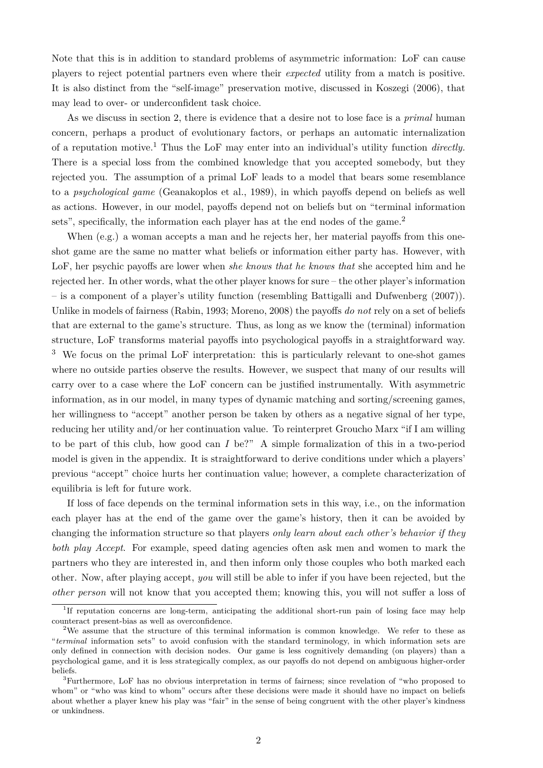Note that this is in addition to standard problems of asymmetric information: LoF can cause players to reject potential partners even where their *expected* utility from a match is positive. It is also distinct from the "self-image" preservation motive, discussed in Koszegi (2006), that may lead to over- or underconfident task choice.

As we discuss in section 2, there is evidence that a desire not to lose face is a *primal* human concern, perhaps a product of evolutionary factors, or perhaps an automatic internalization of a reputation motive.[1] Thus the LoF may enter into an individual's utility function *directly*. There is a special loss from the combined knowledge that you accepted somebody, but they rejected you. The assumption of a primal LoF leads to a model that bears some resemblance to a *psychological game* (Geanakoplos et al., 1989), in which payoffs depend on beliefs as well as actions. However, in our model, payoffs depend not on beliefs but on "terminal information sets", specifically, the information each player has at the end nodes of the game.[2]

When (e.g.) a woman accepts a man and he rejects her, her material payoffs from this one-shot game are the same no matter what beliefs or information either party has. However, with LoF, her psychic payoffs are lower when *she knows that he knows that* she accepted him and he rejected her. In other words, what the other player knows for sure – the other player's information – is a component of a player's utility function (resembling Battigalli and Dufwenberg (2007)). Unlike in models of fairness (Rabin, 1993; Moreno, 2008) the payoffs *do not* rely on a set of beliefs that are external to the game's structure. Thus, as long as we know the (terminal) information structure, LoF transforms material payoffs into psychological payoffs in a straightforward way. [3] We focus on the primal LoF interpretation: this is particularly relevant to one-shot games where no outside parties observe the results. However, we suspect that many of our results will carry over to a case where the LoF concern can be justified instrumentally. With asymmetric information, as in our model, in many types of dynamic matching and sorting/screening games, her willingness to "accept" another person be taken by others as a negative signal of her type, reducing her utility and/or her continuation value. To reinterpret Groucho Marx "if I am willing to be part of this club, how good can *I* be?" A simple formalization of this in a two-period model is given in the appendix. It is straightforward to derive conditions under which a players' previous "accept" choice hurts her continuation value; however, a complete characterization of equilibria is left for future work.

If loss of face depends on the terminal information sets in this way, i.e., on the information each player has at the end of the game over the game's history, then it can be avoided by changing the information structure so that players *only learn about each other's behavior if they both play Accept.* For example, speed dating agencies often ask men and women to mark the partners who they are interested in, and then inform only those couples who both marked each other. Now, after playing accept, *you* will still be able to infer if you have been rejected, but the *other person* will not know that you accepted them; knowing this, you will not suffer a loss of

[1] If reputation concerns are long-term, anticipating the additional short-run pain of losing face may help counteract present-bias as well as overconfidence.

[2] We assume that the structure of this terminal information is common knowledge. We refer to these as "*terminal* information sets" to avoid confusion with the standard terminology, in which information sets are only defined in connection with decision nodes. Our game is less cognitively demanding (on players) than a psychological game, and it is less strategically complex, as our payoffs do not depend on ambiguous higher-order beliefs.

[3] Furthermore, LoF has no obvious interpretation in terms of fairness; since revelation of "who proposed to whom" or "who was kind to whom" occurs after these decisions were made it should have no impact on beliefs about whether a player knew his play was "fair" in the sense of being congruent with the other player's kindness or unkindness.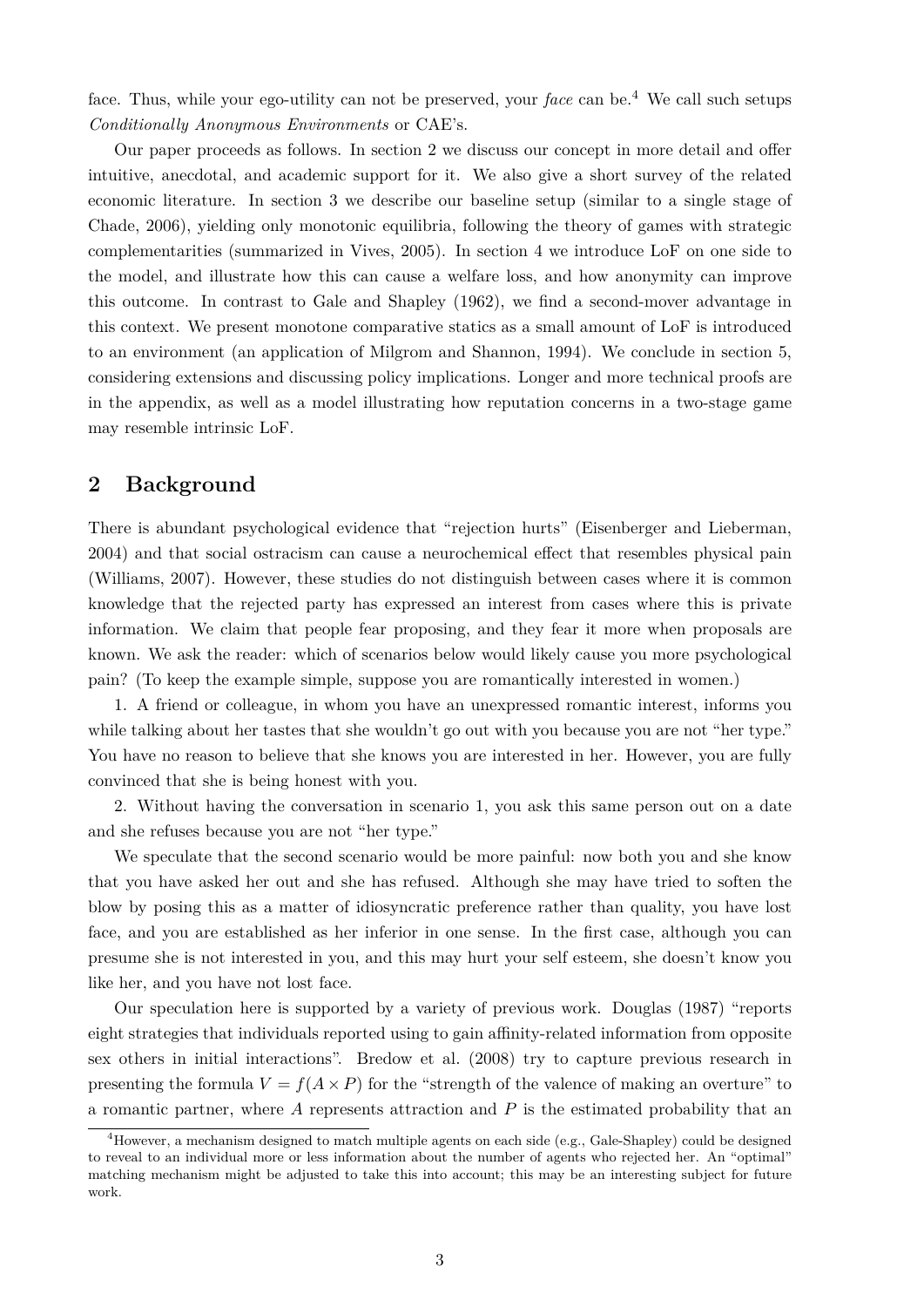face. Thus, while your ego-utility can not be preserved, your *face* can be.[4] We call such setups *Conditionally Anonymous Environments* or CAE's.

Our paper proceeds as follows. In section 2 we discuss our concept in more detail and offer intuitive, anecdotal, and academic support for it. We also give a short survey of the related economic literature. In section 3 we describe our baseline setup (similar to a single stage of Chade, 2006), yielding only monotonic equilibria, following the theory of games with strategic complementarities (summarized in Vives, 2005). In section 4 we introduce LoF on one side to the model, and illustrate how this can cause a welfare loss, and how anonymity can improve this outcome. In contrast to Gale and Shapley (1962), we find a second-mover advantage in this context. We present monotone comparative statics as a small amount of LoF is introduced to an environment (an application of Milgrom and Shannon, 1994). We conclude in section 5, considering extensions and discussing policy implications. Longer and more technical proofs are in the appendix, as well as a model illustrating how reputation concerns in a two-stage game may resemble intrinsic LoF.

## 2 Background

There is abundant psychological evidence that "rejection hurts" (Eisenberger and Lieberman, 2004) and that social ostracism can cause a neurochemical effect that resembles physical pain (Williams, 2007). However, these studies do not distinguish between cases where it is common knowledge that the rejected party has expressed an interest from cases where this is private information. We claim that people fear proposing, and they fear it more when proposals are known. We ask the reader: which of scenarios below would likely cause you more psychological pain? (To keep the example simple, suppose you are romantically interested in women.)

1. A friend or colleague, in whom you have an unexpressed romantic interest, informs you while talking about her tastes that she wouldn't go out with you because you are not "her type." You have no reason to believe that she knows you are interested in her. However, you are fully convinced that she is being honest with you.

2. Without having the conversation in scenario 1, you ask this same person out on a date and she refuses because you are not "her type."

We speculate that the second scenario would be more painful: now both you and she know that you have asked her out and she has refused. Although she may have tried to soften the blow by posing this as a matter of idiosyncratic preference rather than quality, you have lost face, and you are established as her inferior in one sense. In the first case, although you can presume she is not interested in you, and this may hurt your self esteem, she doesn't know you like her, and you have not lost face.

Our speculation here is supported by a variety of previous work. Douglas (1987) "reports eight strategies that individuals reported using to gain affinity-related information from opposite sex others in initial interactions". Bredow et al. (2008) try to capture previous research in presenting the formula $V = f(A \times P)$ for the "strength of the valence of making an overture" to a romantic partner, where $A$ represents attraction and $P$ is the estimated probability that an

[4] However, a mechanism designed to match multiple agents on each side (e.g., Gale-Shapley) could be designed to reveal to an individual more or less information about the number of agents who rejected her. An "optimal" matching mechanism might be adjusted to take this into account; this may be an interesting subject for future work.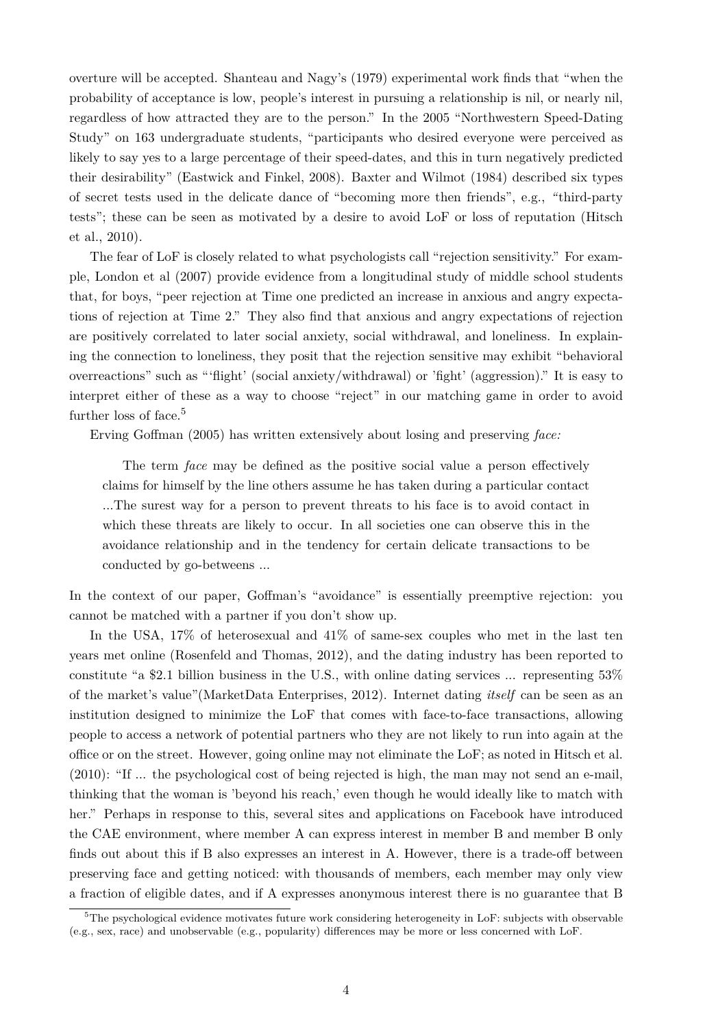overture will be accepted. Shanteau and Nagy's (1979) experimental work finds that "when the probability of acceptance is low, people's interest in pursuing a relationship is nil, or nearly nil, regardless of how attracted they are to the person." In the 2005 "Northwestern Speed-Dating Study" on 163 undergraduate students, "participants who desired everyone were perceived as likely to say yes to a large percentage of their speed-dates, and this in turn negatively predicted their desirability" (Eastwick and Finkel, 2008). Baxter and Wilmot (1984) described six types of secret tests used in the delicate dance of "becoming more then friends", e.g., "third-party tests"; these can be seen as motivated by a desire to avoid LoF or loss of reputation (Hitsch et al., 2010).

The fear of LoF is closely related to what psychologists call "rejection sensitivity." For example, London et al (2007) provide evidence from a longitudinal study of middle school students that, for boys, "peer rejection at Time one predicted an increase in anxious and angry expectations of rejection at Time 2." They also find that anxious and angry expectations of rejection are positively correlated to later social anxiety, social withdrawal, and loneliness. In explaining the connection to loneliness, they posit that the rejection sensitive may exhibit "behavioral overreactions" such as "'flight' (social anxiety/withdrawal) or 'fight' (aggression)." It is easy to interpret either of these as a way to choose "reject" in our matching game in order to avoid further loss of face.[5]

Erving Goffman (2005) has written extensively about losing and preserving *face:*

> The term *face* may be defined as the positive social value a person effectively claims for himself by the line others assume he has taken during a particular contact ...The surest way for a person to prevent threats to his face is to avoid contact in which these threats are likely to occur. In all societies one can observe this in the avoidance relationship and in the tendency for certain delicate transactions to be conducted by go-betweens ...

In the context of our paper, Goffman's "avoidance" is essentially preemptive rejection: you cannot be matched with a partner if you don't show up.

In the USA, 17% of heterosexual and 41% of same-sex couples who met in the last ten years met online (Rosenfeld and Thomas, 2012), and the dating industry has been reported to constitute "a $2.1 billion business in the U.S., with online dating services ... representing 53% of the market's value"(MarketData Enterprises, 2012). Internet dating *itself* can be seen as an institution designed to minimize the LoF that comes with face-to-face transactions, allowing people to access a network of potential partners who they are not likely to run into again at the office or on the street. However, going online may not eliminate the LoF; as noted in Hitsch et al. (2010): "If ... the psychological cost of being rejected is high, the man may not send an e-mail, thinking that the woman is 'beyond his reach,' even though he would ideally like to match with her." Perhaps in response to this, several sites and applications on Facebook have introduced the CAE environment, where member A can express interest in member B and member B only finds out about this if B also expresses an interest in A. However, there is a trade-off between preserving face and getting noticed: with thousands of members, each member may only view a fraction of eligible dates, and if A expresses anonymous interest there is no guarantee that B

[5] The psychological evidence motivates future work considering heterogeneity in LoF: subjects with observable (e.g., sex, race) and unobservable (e.g., popularity) differences may be more or less concerned with LoF.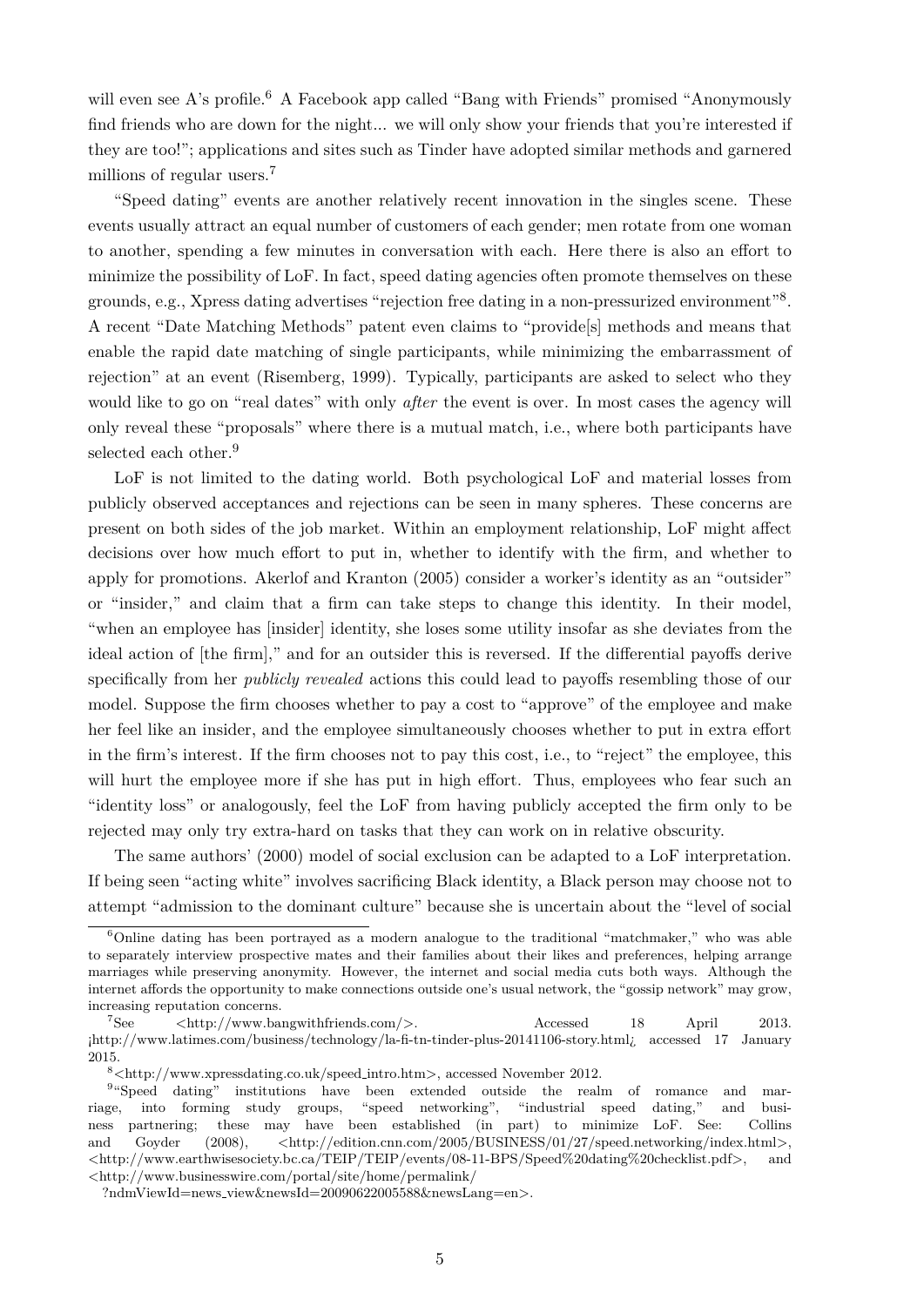will even see A's profile.[6] A Facebook app called "Bang with Friends" promised "Anonymously find friends who are down for the night... we will only show your friends that you're interested if they are too!"; applications and sites such as Tinder have adopted similar methods and garnered millions of regular users.[7]

"Speed dating" events are another relatively recent innovation in the singles scene. These events usually attract an equal number of customers of each gender; men rotate from one woman to another, spending a few minutes in conversation with each. Here there is also an effort to minimize the possibility of LoF. In fact, speed dating agencies often promote themselves on these grounds, e.g., Xpress dating advertises "rejection free dating in a non-pressurized environment"[8]. A recent "Date Matching Methods" patent even claims to "provide[s] methods and means that enable the rapid date matching of single participants, while minimizing the embarrassment of rejection" at an event (Risemberg, 1999). Typically, participants are asked to select who they would like to go on "real dates" with only *after* the event is over. In most cases the agency will only reveal these "proposals" where there is a mutual match, i.e., where both participants have selected each other.[9]

LoF is not limited to the dating world. Both psychological LoF and material losses from publicly observed acceptances and rejections can be seen in many spheres. These concerns are present on both sides of the job market. Within an employment relationship, LoF might affect decisions over how much effort to put in, whether to identify with the firm, and whether to apply for promotions. Akerlof and Kranton (2005) consider a worker's identity as an "outsider" or "insider," and claim that a firm can take steps to change this identity. In their model, "when an employee has [insider] identity, she loses some utility insofar as she deviates from the ideal action of [the firm]," and for an outsider this is reversed. If the differential payoffs derive specifically from her *publicly revealed* actions this could lead to payoffs resembling those of our model. Suppose the firm chooses whether to pay a cost to "approve" of the employee and make her feel like an insider, and the employee simultaneously chooses whether to put in extra effort in the firm's interest. If the firm chooses not to pay this cost, i.e., to "reject" the employee, this will hurt the employee more if she has put in high effort. Thus, employees who fear such an "identity loss" or analogously, feel the LoF from having publicly accepted the firm only to be rejected may only try extra-hard on tasks that they can work on in relative obscurity.

The same authors' (2000) model of social exclusion can be adapted to a LoF interpretation. If being seen "acting white" involves sacrificing Black identity, a Black person may choose not to attempt "admission to the dominant culture" because she is uncertain about the "level of social

---

[6] Online dating has been portrayed as a modern analogue to the traditional "matchmaker," who was able to separately interview prospective mates and their families about their likes and preferences, helping arrange marriages while preserving anonymity. However, the internet and social media cuts both ways. Although the internet affords the opportunity to make connections outside one's usual network, the "gossip network" may grow, increasing reputation concerns.

[7] See <http://www.bangwithfriends.com/>. Accessed 18 April 2013. ¡http://www.latimes.com/business/technology/la-fi-tn-tinder-plus-20141106-story.html¿ accessed 17 January 2015.

[8] <http://www.xpressdating.co.uk/speed_intro.htm>, accessed November 2012.

[9] "Speed dating" institutions have been extended outside the realm of romance and marriage, into forming study groups, "speed networking", "industrial speed dating," and business partnering; these may have been established (in part) to minimize LoF. See: Collins and Goyder (2008), <http://edition.cnn.com/2005/BUSINESS/01/27/speed.networking/index.html>, <http://www.earthwisesociety.bc.ca/TEIP/TEIP/events/08-11-BPS/Speed%20dating%20checklist.pdf>, and <http://www.businesswire.com/portal/site/home/permalink/?ndmViewId=news_view&newsId=20090622005588&newsLang=en>.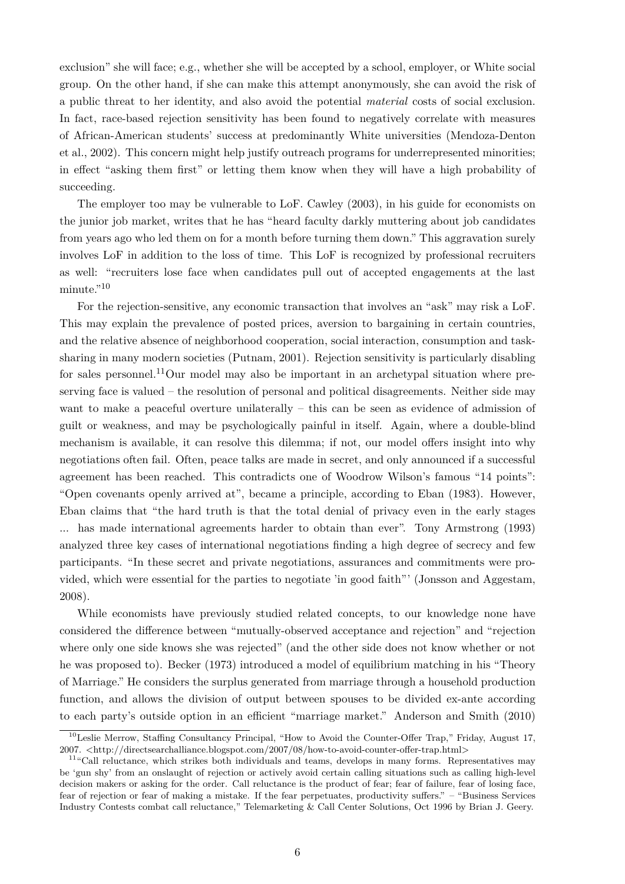exclusion" she will face; e.g., whether she will be accepted by a school, employer, or White social group. On the other hand, if she can make this attempt anonymously, she can avoid the risk of a public threat to her identity, and also avoid the potential *material* costs of social exclusion. In fact, race-based rejection sensitivity has been found to negatively correlate with measures of African-American students' success at predominantly White universities (Mendoza-Denton et al., 2002). This concern might help justify outreach programs for underrepresented minorities; in effect "asking them first" or letting them know when they will have a high probability of succeeding.

The employer too may be vulnerable to LoF. Cawley (2003), in his guide for economists on the junior job market, writes that he has "heard faculty darkly muttering about job candidates from years ago who led them on for a month before turning them down." This aggravation surely involves LoF in addition to the loss of time. This LoF is recognized by professional recruiters as well: "recruiters lose face when candidates pull out of accepted engagements at the last minute."[10]

For the rejection-sensitive, any economic transaction that involves an "ask" may risk a LoF. This may explain the prevalence of posted prices, aversion to bargaining in certain countries, and the relative absence of neighborhood cooperation, social interaction, consumption and task-sharing in many modern societies (Putnam, 2001). Rejection sensitivity is particularly disabling for sales personnel.[11]Our model may also be important in an archetypal situation where preserving face is valued – the resolution of personal and political disagreements. Neither side may want to make a peaceful overture unilaterally – this can be seen as evidence of admission of guilt or weakness, and may be psychologically painful in itself. Again, where a double-blind mechanism is available, it can resolve this dilemma; if not, our model offers insight into why negotiations often fail. Often, peace talks are made in secret, and only announced if a successful agreement has been reached. This contradicts one of Woodrow Wilson's famous "14 points": "Open covenants openly arrived at", became a principle, according to Eban (1983). However, Eban claims that "the hard truth is that the total denial of privacy even in the early stages ... has made international agreements harder to obtain than ever". Tony Armstrong (1993) analyzed three key cases of international negotiations finding a high degree of secrecy and few participants. "In these secret and private negotiations, assurances and commitments were provided, which were essential for the parties to negotiate 'in good faith"' (Jonsson and Aggestam, 2008).

While economists have previously studied related concepts, to our knowledge none have considered the difference between "mutually-observed acceptance and rejection" and "rejection where only one side knows she was rejected" (and the other side does not know whether or not he was proposed to). Becker (1973) introduced a model of equilibrium matching in his "Theory of Marriage." He considers the surplus generated from marriage through a household production function, and allows the division of output between spouses to be divided ex-ante according to each party's outside option in an efficient "marriage market." Anderson and Smith (2010)

[10] Leslie Merrow, Staffing Consultancy Principal, "How to Avoid the Counter-Offer Trap," Friday, August 17, 2007. <http://directsearchalliance.blogspot.com/2007/08/how-to-avoid-counter-offer-trap.html>

[11] "Call reluctance, which strikes both individuals and teams, develops in many forms. Representatives may be 'gun shy' from an onslaught of rejection or actively avoid certain calling situations such as calling high-level decision makers or asking for the order. Call reluctance is the product of fear; fear of failure, fear of losing face, fear of rejection or fear of making a mistake. If the fear perpetuates, productivity suffers." – "Business Services Industry Contests combat call reluctance," Telemarketing & Call Center Solutions, Oct 1996 by Brian J. Geery.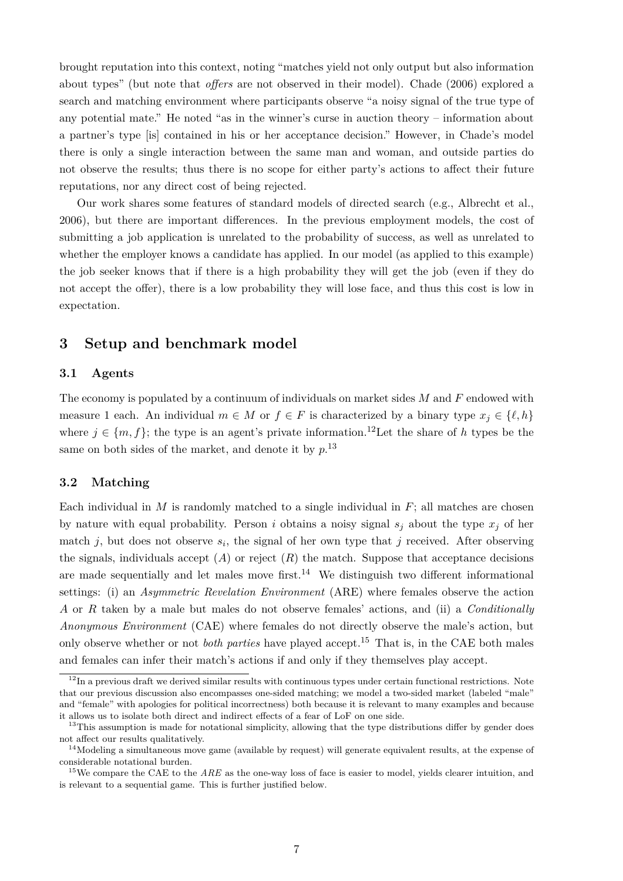brought reputation into this context, noting "matches yield not only output but also information about types" (but note that *offers* are not observed in their model). Chade (2006) explored a search and matching environment where participants observe "a noisy signal of the true type of any potential mate." He noted "as in the winner's curse in auction theory – information about a partner's type [is] contained in his or her acceptance decision." However, in Chade's model there is only a single interaction between the same man and woman, and outside parties do not observe the results; thus there is no scope for either party's actions to affect their future reputations, nor any direct cost of being rejected.

Our work shares some features of standard models of directed search (e.g., Albrecht et al., 2006), but there are important differences. In the previous employment models, the cost of submitting a job application is unrelated to the probability of success, as well as unrelated to whether the employer knows a candidate has applied. In our model (as applied to this example) the job seeker knows that if there is a high probability they will get the job (even if they do not accept the offer), there is a low probability they will lose face, and thus this cost is low in expectation.

## 3 Setup and benchmark model

### 3.1 Agents

The economy is populated by a continuum of individuals on market sides $M$ and $F$ endowed with measure 1 each. An individual $m \in M$ or $f \in F$ is characterized by a binary type $x_j \in \{\ell, h\}$ where $j \in \{m, f\}$; the type is an agent's private information.[12]Let the share of $h$ types be the same on both sides of the market, and denote it by $p$.[13]

### 3.2 Matching

Each individual in $M$ is randomly matched to a single individual in $F$; all matches are chosen by nature with equal probability. Person $i$ obtains a noisy signal $s_j$ about the type $x_j$ of her match $j$, but does not observe $s_i$, the signal of her own type that $j$ received. After observing the signals, individuals accept ($A$) or reject ($R$) the match. Suppose that acceptance decisions are made sequentially and let males move first.[14] We distinguish two different informational settings: (i) an *Asymmetric Revelation Environment* (ARE) where females observe the action $A$ or $R$ taken by a male but males do not observe females' actions, and (ii) a *Conditionally Anonymous Environment* (CAE) where females do not directly observe the male's action, but only observe whether or not *both parties* have played accept.[15] That is, in the CAE both males and females can infer their match's actions if and only if they themselves play accept.

[12] In a previous draft we derived similar results with continuous types under certain functional restrictions. Note that our previous discussion also encompasses one-sided matching; we model a two-sided market (labeled "male" and "female" with apologies for political incorrectness) both because it is relevant to many examples and because it allows us to isolate both direct and indirect effects of a fear of LoF on one side.

[13] This assumption is made for notational simplicity, allowing that the type distributions differ by gender does not affect our results qualitatively.

[14] Modeling a simultaneous move game (available by request) will generate equivalent results, at the expense of considerable notational burden.

[15] We compare the CAE to the *ARE* as the one-way loss of face is easier to model, yields clearer intuition, and is relevant to a sequential game. This is further justified below.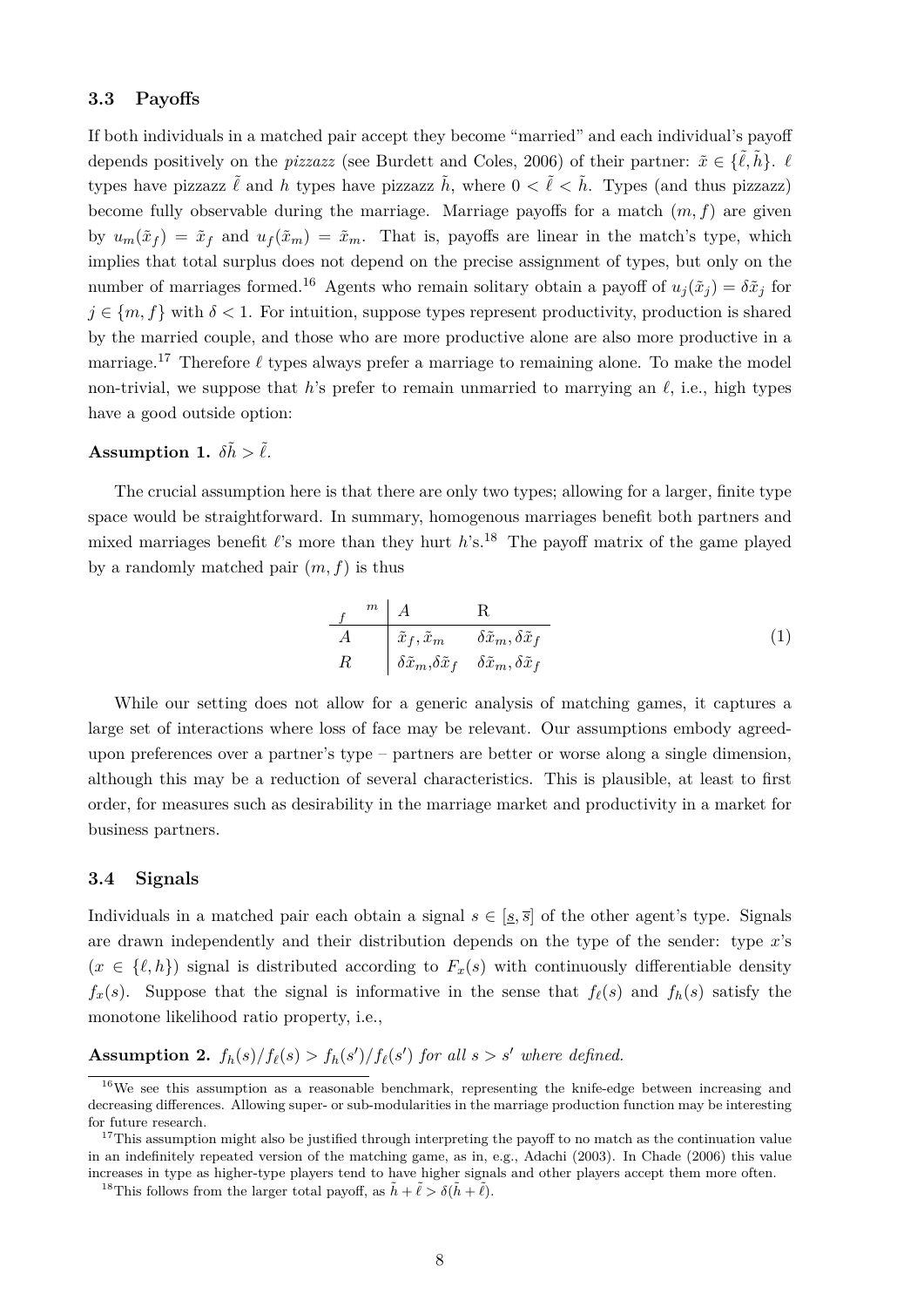### 3.3 Payoffs

If both individuals in a matched pair accept they become "married" and each individual's payoff depends positively on the *pizzazz* (see Burdett and Coles, 2006) of their partner: $\tilde{x} \in \{\tilde{\ell}, \tilde{h}\}$. $\ell$ types have pizzazz $\tilde{\ell}$ and $h$ types have pizzazz $\tilde{h}$, where $0 < \tilde{\ell} < \tilde{h}$. Types (and thus pizzazz) become fully observable during the marriage. Marriage payoffs for a match $(m, f)$ are given by $u_m(\tilde{x}_f) = \tilde{x}_f$ and $u_f(\tilde{x}_m) = \tilde{x}_m$. That is, payoffs are linear in the match's type, which implies that total surplus does not depend on the precise assignment of types, but only on the number of marriages formed.[16] Agents who remain solitary obtain a payoff of $u_j(\tilde{x}_j) = \delta\tilde{x}_j$ for $j \in \{m, f\}$ with $\delta < 1$. For intuition, suppose types represent productivity, production is shared by the married couple, and those who are more productive alone are also more productive in a marriage.[17] Therefore $\ell$ types always prefer a marriage to remaining alone. To make the model non-trivial, we suppose that $h$'s prefer to remain unmarried to marrying an $\ell$, i.e., high types have a good outside option:

**Assumption 1.** *$\delta\tilde{h} > \tilde{\ell}$.*

The crucial assumption here is that there are only two types; allowing for a larger, finite type space would be straightforward. In summary, homogenous marriages benefit both partners and mixed marriages benefit $\ell$'s more than they hurt $h$'s.[18] The payoff matrix of the game played by a randomly matched pair $(m, f)$ is thus

$$
\begin{array}{c|cc}
{}_{f}\quad{}^{m} & A & R \\
\hline
A & \tilde{x}_f, \tilde{x}_m & \delta\tilde{x}_m, \delta\tilde{x}_f \\
R & \delta\tilde{x}_m, \delta\tilde{x}_f & \delta\tilde{x}_m, \delta\tilde{x}_f
\end{array}
\tag{1}
$$

While our setting does not allow for a generic analysis of matching games, it captures a large set of interactions where loss of face may be relevant. Our assumptions embody agreed-upon preferences over a partner's type – partners are better or worse along a single dimension, although this may be a reduction of several characteristics. This is plausible, at least to first order, for measures such as desirability in the marriage market and productivity in a market for business partners.

### 3.4 Signals

Individuals in a matched pair each obtain a signal $s \in [\underline{s}, \overline{s}]$ of the other agent's type. Signals are drawn independently and their distribution depends on the type of the sender: type $x$'s ($x \in \{\ell, h\}$) signal is distributed according to $F_x(s)$ with continuously differentiable density $f_x(s)$. Suppose that the signal is informative in the sense that $f_\ell(s)$ and $f_h(s)$ satisfy the monotone likelihood ratio property, i.e.,

**Assumption 2.** *$f_h(s)/f_\ell(s) > f_h(s')/f_\ell(s')$ for all $s > s'$ where defined.*

---

[16] We see this assumption as a reasonable benchmark, representing the knife-edge between increasing and decreasing differences. Allowing super- or sub-modularities in the marriage production function may be interesting for future research.

[17] This assumption might also be justified through interpreting the payoff to no match as the continuation value in an indefinitely repeated version of the matching game, as in, e.g., Adachi (2003). In Chade (2006) this value increases in type as higher-type players tend to have higher signals and other players accept them more often.

[18] This follows from the larger total payoff, as $\tilde{h} + \tilde{\ell} > \delta(\tilde{h} + \tilde{\ell})$.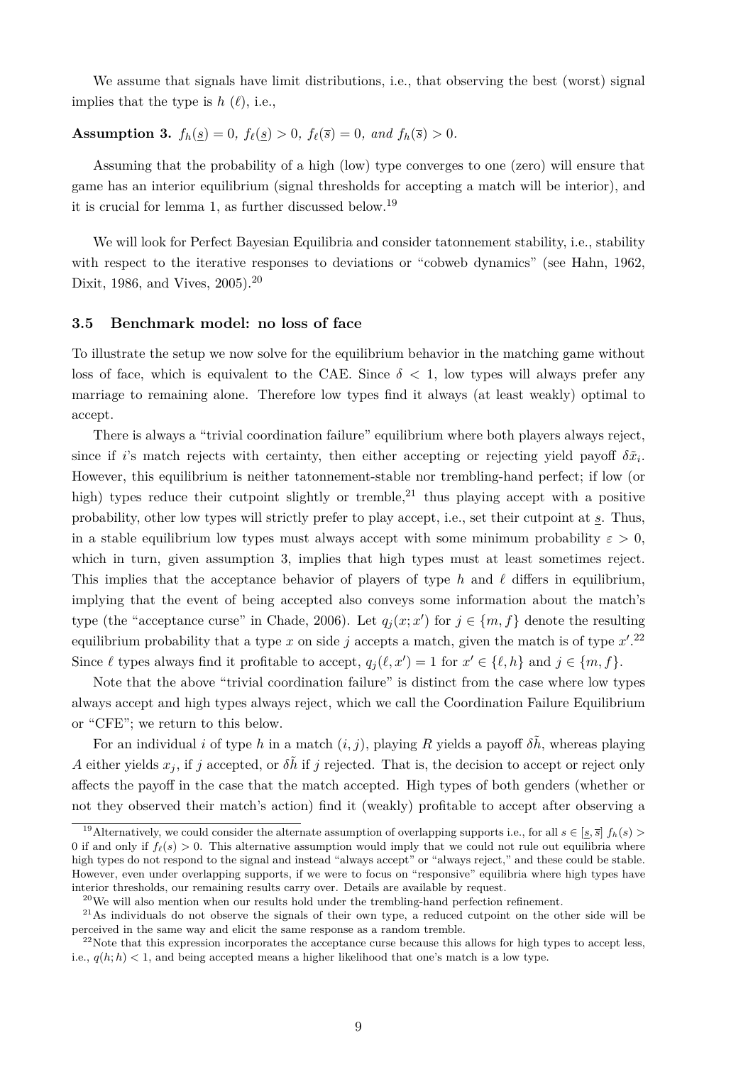We assume that signals have limit distributions, i.e., that observing the best (worst) signal implies that the type is $h$ ($\ell$), i.e.,

**Assumption 3.** *$f_h(\underline{s}) = 0$, $f_\ell(\underline{s}) > 0$, $f_\ell(\overline{s}) = 0$, and $f_h(\overline{s}) > 0$.*

Assuming that the probability of a high (low) type converges to one (zero) will ensure that game has an interior equilibrium (signal thresholds for accepting a match will be interior), and it is crucial for lemma 1, as further discussed below.[19]

We will look for Perfect Bayesian Equilibria and consider tatonnement stability, i.e., stability with respect to the iterative responses to deviations or "cobweb dynamics" (see Hahn, 1962, Dixit, 1986, and Vives, 2005).[20]

### 3.5 Benchmark model: no loss of face

To illustrate the setup we now solve for the equilibrium behavior in the matching game without loss of face, which is equivalent to the CAE. Since $\delta < 1$, low types will always prefer any marriage to remaining alone. Therefore low types find it always (at least weakly) optimal to accept.

There is always a "trivial coordination failure" equilibrium where both players always reject, since if $i$'s match rejects with certainty, then either accepting or rejecting yield payoff $\delta \tilde{x}_i$. However, this equilibrium is neither tatonnement-stable nor trembling-hand perfect; if low (or high) types reduce their cutpoint slightly or tremble,[21] thus playing accept with a positive probability, other low types will strictly prefer to play accept, i.e., set their cutpoint at $\underline{s}$. Thus, in a stable equilibrium low types must always accept with some minimum probability $\varepsilon > 0$, which in turn, given assumption 3, implies that high types must at least sometimes reject. This implies that the acceptance behavior of players of type $h$ and $\ell$ differs in equilibrium, implying that the event of being accepted also conveys some information about the match's type (the "acceptance curse" in Chade, 2006). Let $q_j(x; x')$ for $j \in \{m, f\}$ denote the resulting equilibrium probability that a type $x$ on side $j$ accepts a match, given the match is of type $x'$.[22] Since $\ell$ types always find it profitable to accept, $q_j(\ell, x') = 1$ for $x' \in \{\ell, h\}$ and $j \in \{m, f\}$.

Note that the above "trivial coordination failure" is distinct from the case where low types always accept and high types always reject, which we call the Coordination Failure Equilibrium or "CFE"; we return to this below.

For an individual $i$ of type $h$ in a match $(i, j)$, playing $R$ yields a payoff $\delta \tilde{h}$, whereas playing $A$ either yields $x_j$, if $j$ accepted, or $\delta \tilde{h}$ if $j$ rejected. That is, the decision to accept or reject only affects the payoff in the case that the match accepted. High types of both genders (whether or not they observed their match's action) find it (weakly) profitable to accept after observing a

[19] Alternatively, we could consider the alternate assumption of overlapping supports i.e., for all $s \in [\underline{s}, \overline{s}]$ $f_h(s) > 0$ if and only if $f_\ell(s) > 0$. This alternative assumption would imply that we could not rule out equilibria where high types do not respond to the signal and instead "always accept" or "always reject," and these could be stable. However, even under overlapping supports, if we were to focus on "responsive" equilibria where high types have interior thresholds, our remaining results carry over. Details are available by request.

[20] We will also mention when our results hold under the trembling-hand perfection refinement.

[21] As individuals do not observe the signals of their own type, a reduced cutpoint on the other side will be perceived in the same way and elicit the same response as a random tremble.

[22] Note that this expression incorporates the acceptance curse because this allows for high types to accept less, i.e., $q(h; h) < 1$, and being accepted means a higher likelihood that one's match is a low type.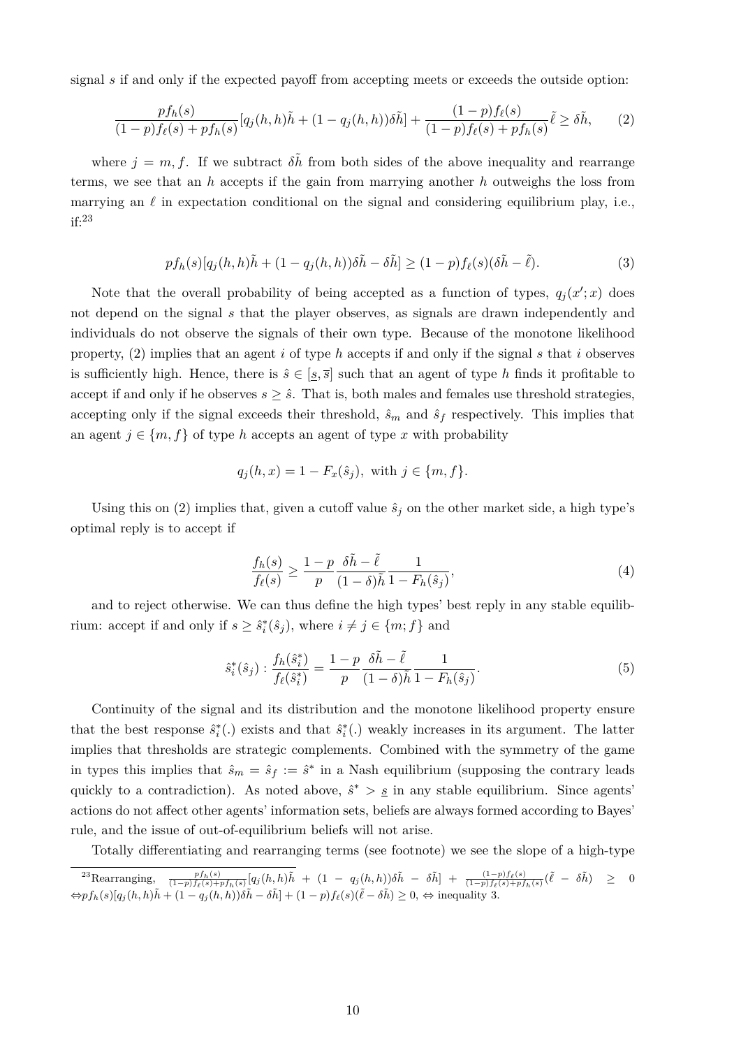signal $s$ if and only if the expected payoff from accepting meets or exceeds the outside option:

$$\frac{pf_h(s)}{(1-p)f_\ell(s)+pf_h(s)}[q_j(h,h)\tilde{h}+(1-q_j(h,h))\delta\tilde{h}]+\frac{(1-p)f_\ell(s)}{(1-p)f_\ell(s)+pf_h(s)}\tilde{\ell}\geq\delta\tilde{h}, \qquad (2)$$

where $j=m,f$. If we subtract $\delta\tilde{h}$ from both sides of the above inequality and rearrange terms, we see that an $h$ accepts if the gain from marrying another $h$ outweighs the loss from marrying an $\ell$ in expectation conditional on the signal and considering equilibrium play, i.e., if:[23]

$$pf_h(s)[q_j(h,h)\tilde{h}+(1-q_j(h,h))\delta\tilde{h}-\delta\tilde{h}]\geq(1-p)f_\ell(s)(\delta\tilde{h}-\tilde{\ell}). \qquad (3)$$

Note that the overall probability of being accepted as a function of types, $q_j(x';x)$ does not depend on the signal $s$ that the player observes, as signals are drawn independently and individuals do not observe the signals of their own type. Because of the monotone likelihood property, (2) implies that an agent $i$ of type $h$ accepts if and only if the signal $s$ that $i$ observes is sufficiently high. Hence, there is $\hat{s}\in[\underline{s},\overline{s}]$ such that an agent of type $h$ finds it profitable to accept if and only if he observes $s\geq\hat{s}$. That is, both males and females use threshold strategies, accepting only if the signal exceeds their threshold, $\hat{s}_m$ and $\hat{s}_f$ respectively. This implies that an agent $j\in\{m,f\}$ of type $h$ accepts an agent of type $x$ with probability

$$q_j(h,x)=1-F_x(\hat{s}_j),\ \text{with}\ j\in\{m,f\}.$$

Using this on (2) implies that, given a cutoff value $\hat{s}_j$ on the other market side, a high type's optimal reply is to accept if

$$\frac{f_h(s)}{f_\ell(s)}\geq\frac{1-p}{p}\frac{\delta\tilde{h}-\tilde{\ell}}{(1-\delta)\tilde{h}}\frac{1}{1-F_h(\hat{s}_j)}, \qquad (4)$$

and to reject otherwise. We can thus define the high types' best reply in any stable equilibrium: accept if and only if $s\geq\hat{s}_i^*(\hat{s}_j)$, where $i\neq j\in\{m;f\}$ and

$$\hat{s}_i^*(\hat{s}_j):\frac{f_h(\hat{s}_i^*)}{f_\ell(\hat{s}_i^*)}=\frac{1-p}{p}\frac{\delta\tilde{h}-\tilde{\ell}}{(1-\delta)\tilde{h}}\frac{1}{1-F_h(\hat{s}_j)}. \qquad (5)$$

Continuity of the signal and its distribution and the monotone likelihood property ensure that the best response $\hat{s}_i^*(.)$ exists and that $\hat{s}_i^*(.)$ weakly increases in its argument. The latter implies that thresholds are strategic complements. Combined with the symmetry of the game in types this implies that $\hat{s}_m=\hat{s}_f:=\hat{s}^*$ in a Nash equilibrium (supposing the contrary leads quickly to a contradiction). As noted above, $\hat{s}^*>\underline{s}$ in any stable equilibrium. Since agents' actions do not affect other agents' information sets, beliefs are always formed according to Bayes' rule, and the issue of out-of-equilibrium beliefs will not arise.

Totally differentiating and rearranging terms (see footnote) we see the slope of a high-type

[23] Rearranging, $\frac{pf_h(s)}{(1-p)f_\ell(s)+pf_h(s)}[q_j(h,h)\tilde{h}+(1-q_j(h,h))\delta\tilde{h}-\delta\tilde{h}]+\frac{(1-p)f_\ell(s)}{(1-p)f_\ell(s)+pf_h(s)}(\tilde{\ell}-\delta\tilde{h})\geq 0$ $\Leftrightarrow pf_h(s)[q_j(h,h)\tilde{h}+(1-q_j(h,h))\delta\tilde{h}-\delta\tilde{h}]+(1-p)f_\ell(s)(\tilde{\ell}-\delta\tilde{h})\geq 0$, $\Leftrightarrow$ inequality 3.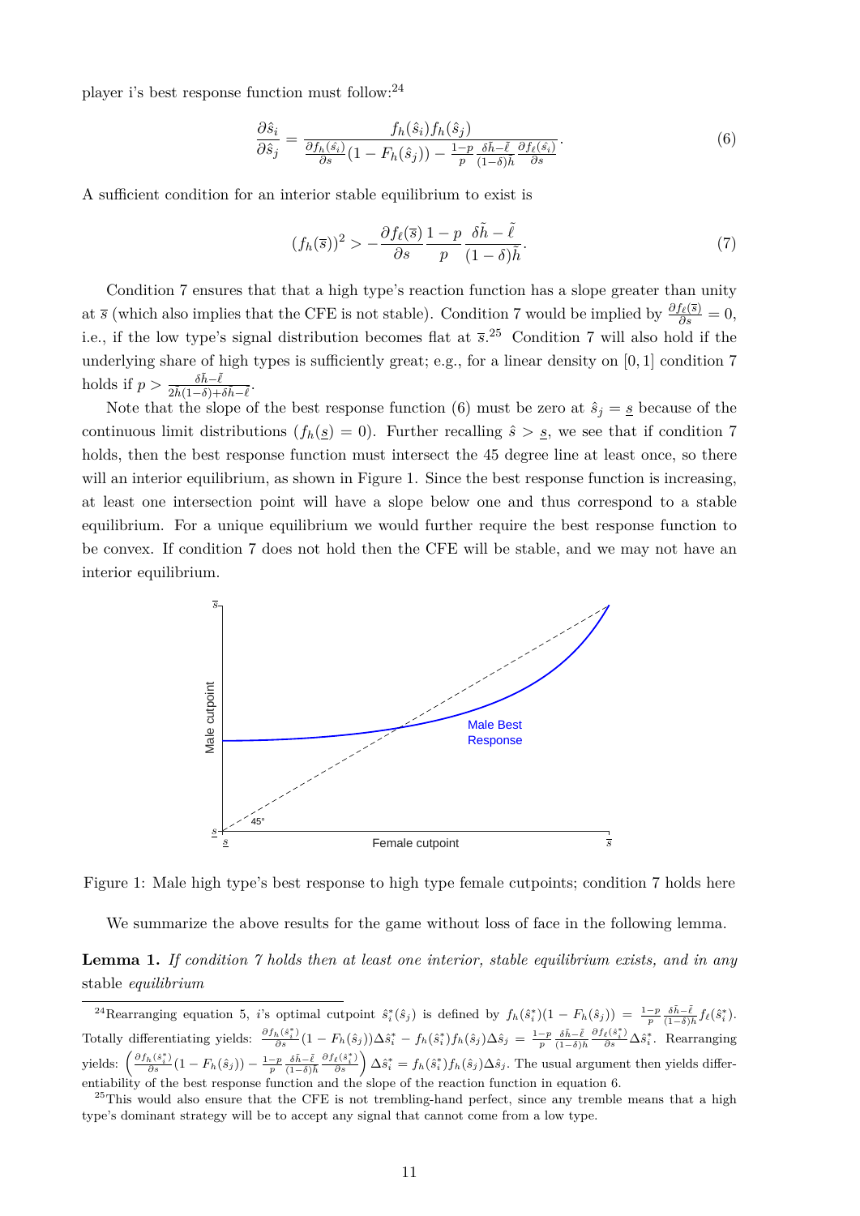player i's best response function must follow:[24]

$$\frac{\partial \hat{s}_i}{\partial \hat{s}_j} = \frac{f_h(\hat{s}_i) f_h(\hat{s}_j)}{\frac{\partial f_h(\hat{s}_i)}{\partial s}(1 - F_h(\hat{s}_j)) - \frac{1-p}{p}\frac{\delta \tilde{h} - \tilde{\ell}}{(1-\delta)\tilde{h}}\frac{\partial f_\ell(\hat{s}_i)}{\partial s}}. \tag{6}$$

A sufficient condition for an interior stable equilibrium to exist is

$$(f_h(\overline{s}))^2 > -\frac{\partial f_\ell(\overline{s})}{\partial s}\frac{1-p}{p}\frac{\delta \tilde{h} - \tilde{\ell}}{(1-\delta)\tilde{h}}. \tag{7}$$

Condition 7 ensures that that a high type's reaction function has a slope greater than unity at $\overline{s}$ (which also implies that the CFE is not stable). Condition 7 would be implied by $\frac{\partial f_\ell(\overline{s})}{\partial s} = 0$, i.e., if the low type's signal distribution becomes flat at $\overline{s}$.[25] Condition 7 will also hold if the underlying share of high types is sufficiently great; e.g., for a linear density on $[0, 1]$ condition 7 holds if $p > \frac{\delta \tilde{h} - \tilde{\ell}}{2\tilde{h}(1-\delta) + \delta \tilde{h} - \tilde{\ell}}$.

Note that the slope of the best response function (6) must be zero at $\hat{s}_j = \underline{s}$ because of the continuous limit distributions ($f_h(\underline{s}) = 0$). Further recalling $\hat{s} > \underline{s}$, we see that if condition 7 holds, then the best response function must intersect the 45 degree line at least once, so there will an interior equilibrium, as shown in Figure 1. Since the best response function is increasing, at least one intersection point will have a slope below one and thus correspond to a stable equilibrium. For a unique equilibrium we would further require the best response function to be convex. If condition 7 does not hold then the CFE will be stable, and we may not have an interior equilibrium.

Figure 1: Male high type's best response to high type female cutpoints; condition 7 holds here

We summarize the above results for the game without loss of face in the following lemma.

**Lemma 1.** *If condition 7 holds then at least one interior, stable equilibrium exists, and in any* stable *equilibrium*

---

[24] Rearranging equation 5, $i$'s optimal cutpoint $\hat{s}_i^*(\hat{s}_j)$ is defined by $f_h(\hat{s}_i^*)(1 - F_h(\hat{s}_j)) = \frac{1-p}{p}\frac{\delta \tilde{h} - \tilde{\ell}}{(1-\delta)\tilde{h}} f_\ell(\hat{s}_i^*)$. Totally differentiating yields: $\frac{\partial f_h(\hat{s}_i^*)}{\partial s}(1 - F_h(\hat{s}_j))\Delta \hat{s}_i^* - f_h(\hat{s}_i^*) f_h(\hat{s}_j)\Delta \hat{s}_j = \frac{1-p}{p}\frac{\delta \tilde{h} - \tilde{\ell}}{(1-\delta)\tilde{h}}\frac{\partial f_\ell(\hat{s}_i^*)}{\partial s}\Delta \hat{s}_i^*$. Rearranging yields: $\left(\frac{\partial f_h(\hat{s}_i^*)}{\partial s}(1 - F_h(\hat{s}_j)) - \frac{1-p}{p}\frac{\delta \tilde{h} - \tilde{\ell}}{(1-\delta)\tilde{h}}\frac{\partial f_\ell(\hat{s}_i^*)}{\partial s}\right)\Delta \hat{s}_i^* = f_h(\hat{s}_i^*) f_h(\hat{s}_j)\Delta \hat{s}_j$. The usual argument then yields differentiability of the best response function and the slope of the reaction function in equation 6.

[25] This would also ensure that the CFE is not trembling-hand perfect, since any tremble means that a high type's dominant strategy will be to accept any signal that cannot come from a low type.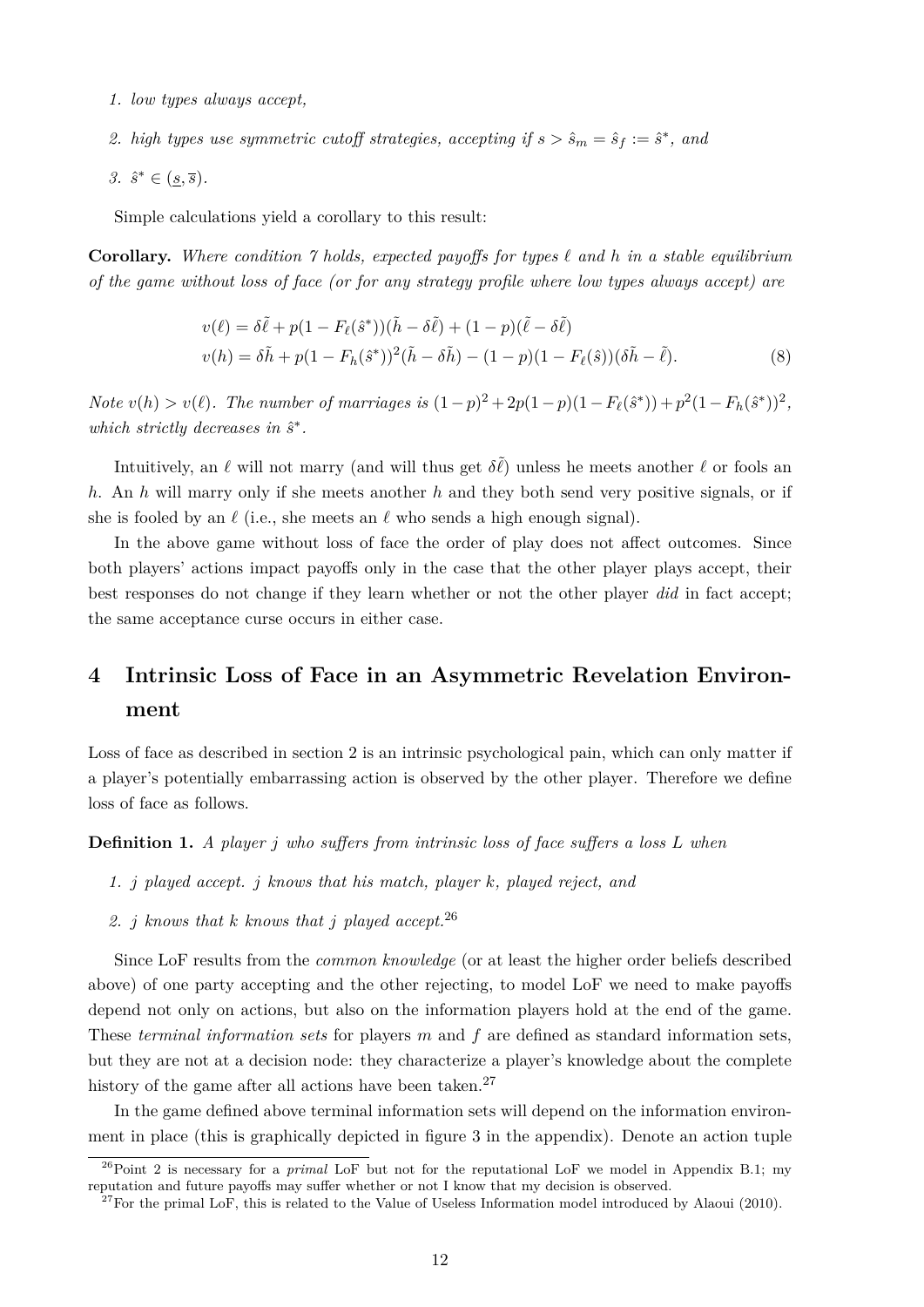1. *low types always accept,*
2. *high types use symmetric cutoff strategies, accepting if $s > \hat{s}_m = \hat{s}_f := \hat{s}^*$, and*
3. $\hat{s}^* \in (\underline{s}, \overline{s})$.

Simple calculations yield a corollary to this result:

**Corollary.** *Where condition 7 holds, expected payoffs for types $\ell$ and $h$ in a stable equilibrium of the game without loss of face (or for any strategy profile where low types always accept) are*

$$
\begin{aligned}
v(\ell) &= \delta\tilde{\ell} + p(1 - F_\ell(\hat{s}^*))(\tilde{h} - \delta\tilde{\ell}) + (1-p)(\tilde{\ell} - \delta\tilde{\ell}) \\
v(h) &= \delta\tilde{h} + p(1 - F_h(\hat{s}^*))^2(\tilde{h} - \delta\tilde{h}) - (1-p)(1 - F_\ell(\hat{s}))(\delta\tilde{h} - \tilde{\ell}).
\end{aligned} \tag{8}
$$

*Note $v(h) > v(\ell)$. The number of marriages is $(1-p)^2 + 2p(1-p)(1-F_\ell(\hat{s}^*)) + p^2(1-F_h(\hat{s}^*))^2$, which strictly decreases in $\hat{s}^*$.*

Intuitively, an $\ell$ will not marry (and will thus get $\delta\tilde{\ell}$) unless he meets another $\ell$ or fools an $h$. An $h$ will marry only if she meets another $h$ and they both send very positive signals, or if she is fooled by an $\ell$ (i.e., she meets an $\ell$ who sends a high enough signal).

In the above game without loss of face the order of play does not affect outcomes. Since both players' actions impact payoffs only in the case that the other player plays accept, their best responses do not change if they learn whether or not the other player *did* in fact accept; the same acceptance curse occurs in either case.

# 4 Intrinsic Loss of Face in an Asymmetric Revelation Environment

Loss of face as described in section 2 is an intrinsic psychological pain, which can only matter if a player's potentially embarrassing action is observed by the other player. Therefore we define loss of face as follows.

**Definition 1.** *A player $j$ who suffers from intrinsic loss of face suffers a loss $L$ when*

1. *$j$ played accept. $j$ knows that his match, player $k$, played reject, and*
2. *$j$ knows that $k$ knows that $j$ played accept.*[26]

Since LoF results from the *common knowledge* (or at least the higher order beliefs described above) of one party accepting and the other rejecting, to model LoF we need to make payoffs depend not only on actions, but also on the information players hold at the end of the game. These *terminal information sets* for players $m$ and $f$ are defined as standard information sets, but they are not at a decision node: they characterize a player's knowledge about the complete history of the game after all actions have been taken.[27]

In the game defined above terminal information sets will depend on the information environment in place (this is graphically depicted in figure 3 in the appendix). Denote an action tuple

[26] Point 2 is necessary for a *primal* LoF but not for the reputational LoF we model in Appendix B.1; my reputation and future payoffs may suffer whether or not I know that my decision is observed.

[27] For the primal LoF, this is related to the Value of Useless Information model introduced by Alaoui (2010).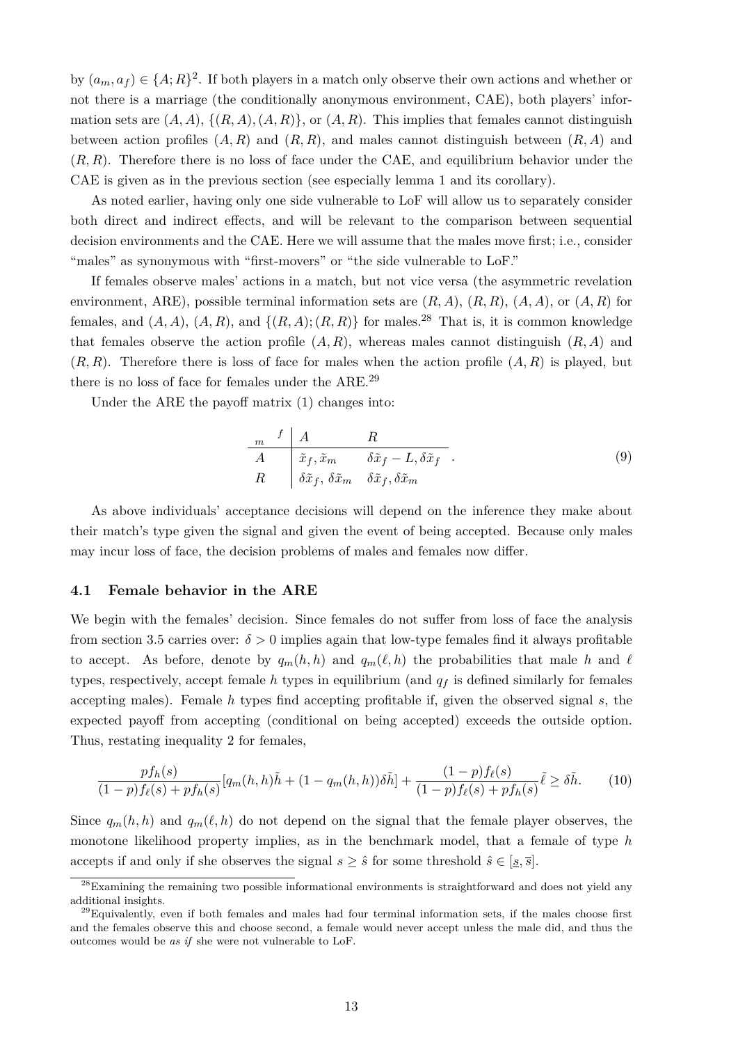by $(a_m, a_f) \in \{A; R\}^2$. If both players in a match only observe their own actions and whether or not there is a marriage (the conditionally anonymous environment, CAE), both players' information sets are $(A, A)$, $\{(R, A), (A, R)\}$, or $(A, R)$. This implies that females cannot distinguish between action profiles $(A, R)$ and $(R, R)$, and males cannot distinguish between $(R, A)$ and $(R, R)$. Therefore there is no loss of face under the CAE, and equilibrium behavior under the CAE is given as in the previous section (see especially lemma 1 and its corollary).

As noted earlier, having only one side vulnerable to LoF will allow us to separately consider both direct and indirect effects, and will be relevant to the comparison between sequential decision environments and the CAE. Here we will assume that the males move first; i.e., consider "males" as synonymous with "first-movers" or "the side vulnerable to LoF."

If females observe males' actions in a match, but not vice versa (the asymmetric revelation environment, ARE), possible terminal information sets are $(R, A)$, $(R, R)$, $(A, A)$, or $(A, R)$ for females, and $(A, A)$, $(A, R)$, and $\{(R, A); (R, R)\}$ for males.[28] That is, it is common knowledge that females observe the action profile $(A, R)$, whereas males cannot distinguish $(R, A)$ and $(R, R)$. Therefore there is loss of face for males when the action profile $(A, R)$ is played, but there is no loss of face for females under the ARE.[29]

Under the ARE the payoff matrix (1) changes into:

$$
\begin{array}{c|cc}
{}_m \quad {}^f & A & R \\
\hline
A & \tilde{x}_f, \tilde{x}_m & \delta\tilde{x}_f - L, \delta\tilde{x}_f \\
R & \delta\tilde{x}_f, \, \delta\tilde{x}_m & \delta\tilde{x}_f, \delta\tilde{x}_m
\end{array}
. \tag{9}
$$

As above individuals' acceptance decisions will depend on the inference they make about their match's type given the signal and given the event of being accepted. Because only males may incur loss of face, the decision problems of males and females now differ.

### 4.1 Female behavior in the ARE

We begin with the females' decision. Since females do not suffer from loss of face the analysis from section 3.5 carries over: $\delta > 0$ implies again that low-type females find it always profitable to accept. As before, denote by $q_m(h, h)$ and $q_m(\ell, h)$ the probabilities that male $h$ and $\ell$ types, respectively, accept female $h$ types in equilibrium (and $q_f$ is defined similarly for females accepting males). Female $h$ types find accepting profitable if, given the observed signal $s$, the expected payoff from accepting (conditional on being accepted) exceeds the outside option. Thus, restating inequality 2 for females,

$$
\frac{pf_h(s)}{(1-p)f_\ell(s) + pf_h(s)}[q_m(h,h)\tilde{h} + (1 - q_m(h,h))\delta\tilde{h}] + \frac{(1-p)f_\ell(s)}{(1-p)f_\ell(s) + pf_h(s)}\tilde{\ell} \geq \delta\tilde{h}. \tag{10}
$$

Since $q_m(h, h)$ and $q_m(\ell, h)$ do not depend on the signal that the female player observes, the monotone likelihood property implies, as in the benchmark model, that a female of type $h$ accepts if and only if she observes the signal $s \geq \hat{s}$ for some threshold $\hat{s} \in [\underline{s}, \overline{s}]$.

[28] Examining the remaining two possible informational environments is straightforward and does not yield any additional insights.

[29] Equivalently, even if both females and males had four terminal information sets, if the males choose first and the females observe this and choose second, a female would never accept unless the male did, and thus the outcomes would be *as if* she were not vulnerable to LoF.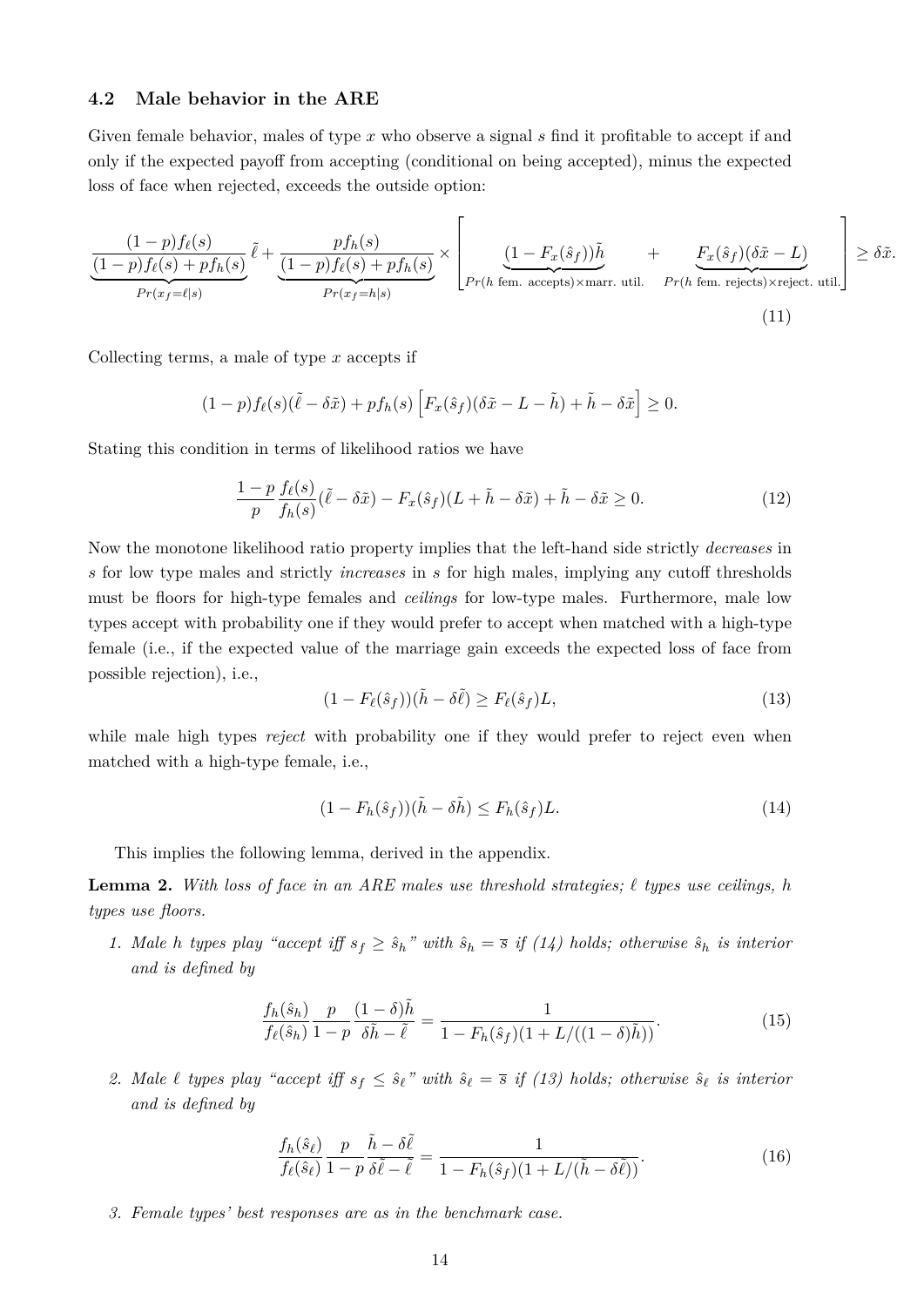### 4.2 Male behavior in the ARE

Given female behavior, males of type $x$ who observe a signal $s$ find it profitable to accept if and only if the expected payoff from accepting (conditional on being accepted), minus the expected loss of face when rejected, exceeds the outside option:

$$\underbrace{\frac{(1-p)f_\ell(s)}{(1-p)f_\ell(s)+pf_h(s)}}_{Pr(x_f=\ell|s)}\tilde{\ell}+\underbrace{\frac{pf_h(s)}{(1-p)f_\ell(s)+pf_h(s)}}_{Pr(x_f=h|s)}\times\left[\underbrace{(1-F_x(\hat{s}_f))\tilde{h}}_{Pr(h\text{ fem. accepts})\times\text{marr. util.}}+\underbrace{F_x(\hat{s}_f)(\delta\tilde{x}-L)}_{Pr(h\text{ fem. rejects})\times\text{reject. util.}}\right]\geq\delta\tilde{x}. \tag{11}$$

Collecting terms, a male of type $x$ accepts if

$$(1-p)f_\ell(s)(\tilde{\ell}-\delta\tilde{x})+pf_h(s)\left[F_x(\hat{s}_f)(\delta\tilde{x}-L-\tilde{h})+\tilde{h}-\delta\tilde{x}\right]\geq 0.$$

Stating this condition in terms of likelihood ratios we have

$$\frac{1-p}{p}\frac{f_\ell(s)}{f_h(s)}(\tilde{\ell}-\delta\tilde{x})-F_x(\hat{s}_f)(L+\tilde{h}-\delta\tilde{x})+\tilde{h}-\delta\tilde{x}\geq 0. \tag{12}$$

Now the monotone likelihood ratio property implies that the left-hand side strictly *decreases* in $s$ for low type males and strictly *increases* in $s$ for high males, implying any cutoff thresholds must be floors for high-type females and *ceilings* for low-type males. Furthermore, male low types accept with probability one if they would prefer to accept when matched with a high-type female (i.e., if the expected value of the marriage gain exceeds the expected loss of face from possible rejection), i.e.,

$$(1-F_\ell(\hat{s}_f))(\tilde{h}-\delta\tilde{\ell})\geq F_\ell(\hat{s}_f)L, \tag{13}$$

while male high types *reject* with probability one if they would prefer to reject even when matched with a high-type female, i.e.,

$$(1-F_h(\hat{s}_f))(\tilde{h}-\delta\tilde{h})\leq F_h(\hat{s}_f)L. \tag{14}$$

This implies the following lemma, derived in the appendix.

**Lemma 2.** *With loss of face in an ARE males use threshold strategies; $\ell$ types use ceilings, $h$ types use floors.*

1. *Male $h$ types play "accept iff $s_f\geq\hat{s}_h$" with $\hat{s}_h=\overline{s}$ if (14) holds; otherwise $\hat{s}_h$ is interior and is defined by*

$$\frac{f_h(\hat{s}_h)}{f_\ell(\hat{s}_h)}\frac{p}{1-p}\frac{(1-\delta)\tilde{h}}{\delta\tilde{h}-\tilde{\ell}}=\frac{1}{1-F_h(\hat{s}_f)(1+L/((1-\delta)\tilde{h}))}. \tag{15}$$

2. *Male $\ell$ types play "accept iff $s_f\leq\hat{s}_\ell$" with $\hat{s}_\ell=\overline{s}$ if (13) holds; otherwise $\hat{s}_\ell$ is interior and is defined by*

$$\frac{f_h(\hat{s}_\ell)}{f_\ell(\hat{s}_\ell)}\frac{p}{1-p}\frac{\tilde{h}-\delta\tilde{\ell}}{\delta\tilde{\ell}-\tilde{\ell}}=\frac{1}{1-F_h(\hat{s}_f)(1+L/(\tilde{h}-\delta\tilde{\ell}))}. \tag{16}$$

3. *Female types' best responses are as in the benchmark case.*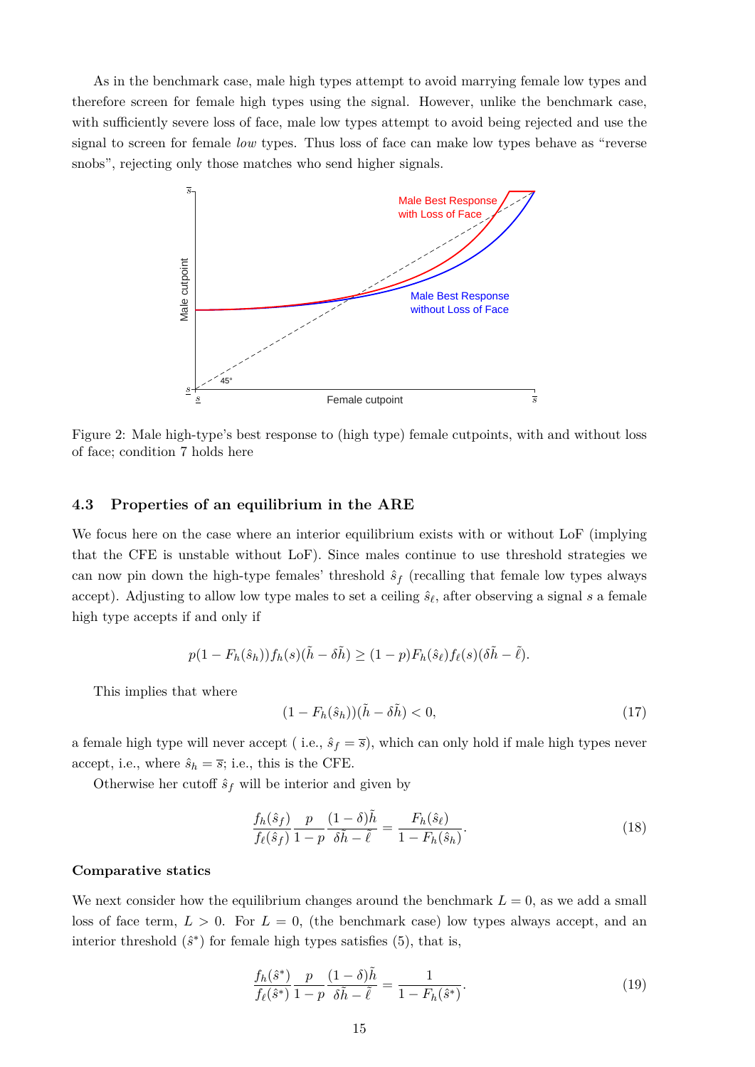As in the benchmark case, male high types attempt to avoid marrying female low types and therefore screen for female high types using the signal. However, unlike the benchmark case, with sufficiently severe loss of face, male low types attempt to avoid being rejected and use the signal to screen for female *low* types. Thus loss of face can make low types behave as "reverse snobs", rejecting only those matches who send higher signals.

Figure 2: Male high-type's best response to (high type) female cutpoints, with and without loss of face; condition 7 holds here

### 4.3 Properties of an equilibrium in the ARE

We focus here on the case where an interior equilibrium exists with or without LoF (implying that the CFE is unstable without LoF). Since males continue to use threshold strategies we can now pin down the high-type females' threshold $\hat{s}_f$ (recalling that female low types always accept). Adjusting to allow low type males to set a ceiling $\hat{s}_\ell$, after observing a signal $s$ a female high type accepts if and only if

$$p(1 - F_h(\hat{s}_h))f_h(s)(\tilde{h} - \delta\tilde{h}) \geq (1-p)F_h(\hat{s}_\ell)f_\ell(s)(\delta\tilde{h} - \tilde{\ell}).$$

This implies that where

$$(1 - F_h(\hat{s}_h))(\tilde{h} - \delta\tilde{h}) < 0, \tag{17}$$

a female high type will never accept ( i.e., $\hat{s}_f = \overline{s}$), which can only hold if male high types never accept, i.e., where $\hat{s}_h = \overline{s}$; i.e., this is the CFE.

Otherwise her cutoff $\hat{s}_f$ will be interior and given by

$$\frac{f_h(\hat{s}_f)}{f_\ell(\hat{s}_f)}\frac{p}{1-p}\frac{(1-\delta)\tilde{h}}{\delta\tilde{h} - \tilde{\ell}} = \frac{F_h(\hat{s}_\ell)}{1 - F_h(\hat{s}_h)}. \tag{18}$$

**Comparative statics**

We next consider how the equilibrium changes around the benchmark $L = 0$, as we add a small loss of face term, $L > 0$. For $L = 0$, (the benchmark case) low types always accept, and an interior threshold ($\hat{s}^*$) for female high types satisfies (5), that is,

$$\frac{f_h(\hat{s}^*)}{f_\ell(\hat{s}^*)}\frac{p}{1-p}\frac{(1-\delta)\tilde{h}}{\delta\tilde{h} - \tilde{\ell}} = \frac{1}{1 - F_h(\hat{s}^*)}. \tag{19}$$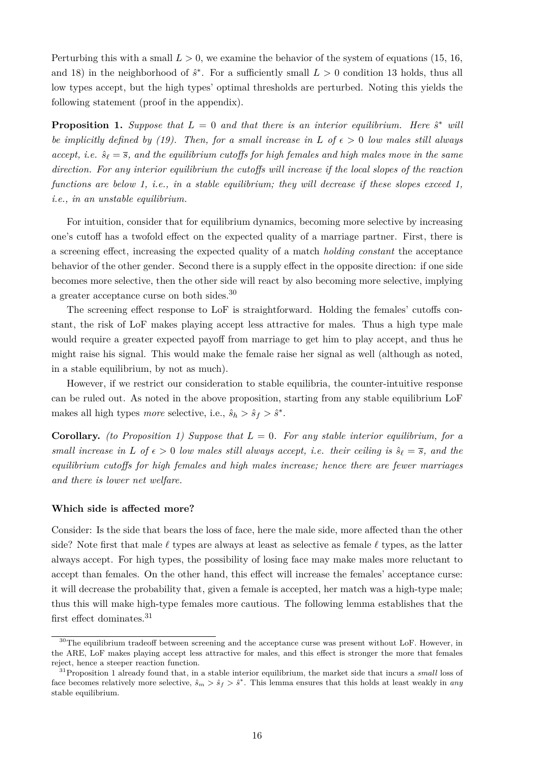Perturbing this with a small $L > 0$, we examine the behavior of the system of equations (15, 16, and 18) in the neighborhood of $\hat{s}^*$. For a sufficiently small $L > 0$ condition 13 holds, thus all low types accept, but the high types' optimal thresholds are perturbed. Noting this yields the following statement (proof in the appendix).

**Proposition 1.** *Suppose that $L = 0$ and that there is an interior equilibrium. Here $\hat{s}^*$ will be implicitly defined by (19). Then, for a small increase in $L$ of $\epsilon > 0$ low males still always accept, i.e. $\hat{s}_\ell = \overline{s}$, and the equilibrium cutoffs for high females and high males move in the same direction. For any interior equilibrium the cutoffs will increase if the local slopes of the reaction functions are below 1, i.e., in a stable equilibrium; they will decrease if these slopes exceed 1, i.e., in an unstable equilibrium.*

For intuition, consider that for equilibrium dynamics, becoming more selective by increasing one's cutoff has a twofold effect on the expected quality of a marriage partner. First, there is a screening effect, increasing the expected quality of a match *holding constant* the acceptance behavior of the other gender. Second there is a supply effect in the opposite direction: if one side becomes more selective, then the other side will react by also becoming more selective, implying a greater acceptance curse on both sides.[30]

The screening effect response to LoF is straightforward. Holding the females' cutoffs constant, the risk of LoF makes playing accept less attractive for males. Thus a high type male would require a greater expected payoff from marriage to get him to play accept, and thus he might raise his signal. This would make the female raise her signal as well (although as noted, in a stable equilibrium, by not as much).

However, if we restrict our consideration to stable equilibria, the counter-intuitive response can be ruled out. As noted in the above proposition, starting from any stable equilibrium LoF makes all high types *more* selective, i.e., $\hat{s}_h > \hat{s}_f > \hat{s}^*$.

**Corollary.** *(to Proposition 1) Suppose that $L = 0$. For any stable interior equilibrium, for a small increase in $L$ of $\epsilon > 0$ low males still always accept, i.e. their ceiling is $\hat{s}_\ell = \overline{s}$, and the equilibrium cutoffs for high females and high males increase; hence there are fewer marriages and there is lower net welfare.*

#### Which side is affected more?

Consider: Is the side that bears the loss of face, here the male side, more affected than the other side? Note first that male $\ell$ types are always at least as selective as female $\ell$ types, as the latter always accept. For high types, the possibility of losing face may make males more reluctant to accept than females. On the other hand, this effect will increase the females' acceptance curse: it will decrease the probability that, given a female is accepted, her match was a high-type male; thus this will make high-type females more cautious. The following lemma establishes that the first effect dominates.[31]

[30] The equilibrium tradeoff between screening and the acceptance curse was present without LoF. However, in the ARE, LoF makes playing accept less attractive for males, and this effect is stronger the more that females reject, hence a steeper reaction function.

[31] Proposition 1 already found that, in a stable interior equilibrium, the market side that incurs a *small* loss of face becomes relatively more selective, $\hat{s}_m > \hat{s}_f > \hat{s}^*$. This lemma ensures that this holds at least weakly in *any* stable equilibrium.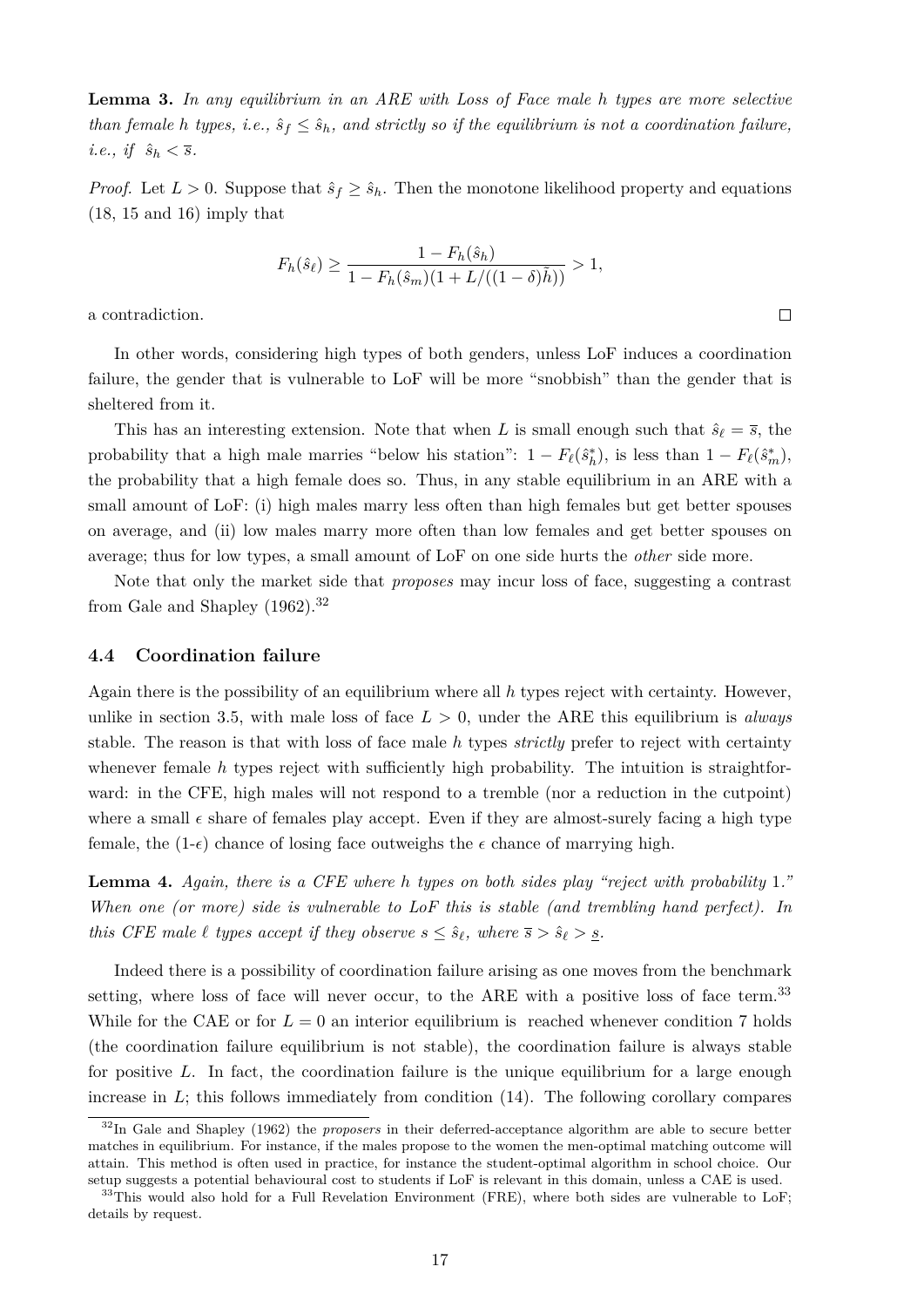**Lemma 3.** *In any equilibrium in an ARE with Loss of Face male h types are more selective than female h types, i.e., $\hat{s}_f \leq \hat{s}_h$, and strictly so if the equilibrium is not a coordination failure, i.e., if $\hat{s}_h < \overline{s}$.*

*Proof.* Let $L > 0$. Suppose that $\hat{s}_f \geq \hat{s}_h$. Then the monotone likelihood property and equations (18, 15 and 16) imply that

$$F_h(\hat{s}_\ell) \geq \frac{1 - F_h(\hat{s}_h)}{1 - F_h(\hat{s}_m)(1 + L/((1-\delta)\tilde{h}))} > 1,$$

a contradiction. $\square$

In other words, considering high types of both genders, unless LoF induces a coordination failure, the gender that is vulnerable to LoF will be more "snobbish" than the gender that is sheltered from it.

This has an interesting extension. Note that when $L$ is small enough such that $\hat{s}_\ell = \overline{s}$, the probability that a high male marries "below his station": $1 - F_\ell(\hat{s}^*_h)$, is less than $1 - F_\ell(\hat{s}^*_m)$, the probability that a high female does so. Thus, in any stable equilibrium in an ARE with a small amount of LoF: (i) high males marry less often than high females but get better spouses on average, and (ii) low males marry more often than low females and get better spouses on average; thus for low types, a small amount of LoF on one side hurts the *other* side more.

Note that only the market side that *proposes* may incur loss of face, suggesting a contrast from Gale and Shapley (1962).[32]

### 4.4 Coordination failure

Again there is the possibility of an equilibrium where all $h$ types reject with certainty. However, unlike in section 3.5, with male loss of face $L > 0$, under the ARE this equilibrium is *always* stable. The reason is that with loss of face male $h$ types *strictly* prefer to reject with certainty whenever female $h$ types reject with sufficiently high probability. The intuition is straightforward: in the CFE, high males will not respond to a tremble (nor a reduction in the cutpoint) where a small $\epsilon$ share of females play accept. Even if they are almost-surely facing a high type female, the (1-$\epsilon$) chance of losing face outweighs the $\epsilon$ chance of marrying high.

**Lemma 4.** *Again, there is a CFE where h types on both sides play "reject with probability* 1*." When one (or more) side is vulnerable to LoF this is stable (and trembling hand perfect). In this CFE male $\ell$ types accept if they observe $s \leq \hat{s}_\ell$, where $\overline{s} > \hat{s}_\ell > \underline{s}$.*

Indeed there is a possibility of coordination failure arising as one moves from the benchmark setting, where loss of face will never occur, to the ARE with a positive loss of face term.[33] While for the CAE or for $L = 0$ an interior equilibrium is reached whenever condition 7 holds (the coordination failure equilibrium is not stable), the coordination failure is always stable for positive $L$. In fact, the coordination failure is the unique equilibrium for a large enough increase in $L$; this follows immediately from condition (14). The following corollary compares

[32] In Gale and Shapley (1962) the *proposers* in their deferred-acceptance algorithm are able to secure better matches in equilibrium. For instance, if the males propose to the women the men-optimal matching outcome will attain. This method is often used in practice, for instance the student-optimal algorithm in school choice. Our setup suggests a potential behavioural cost to students if LoF is relevant in this domain, unless a CAE is used.

[33] This would also hold for a Full Revelation Environment (FRE), where both sides are vulnerable to LoF; details by request.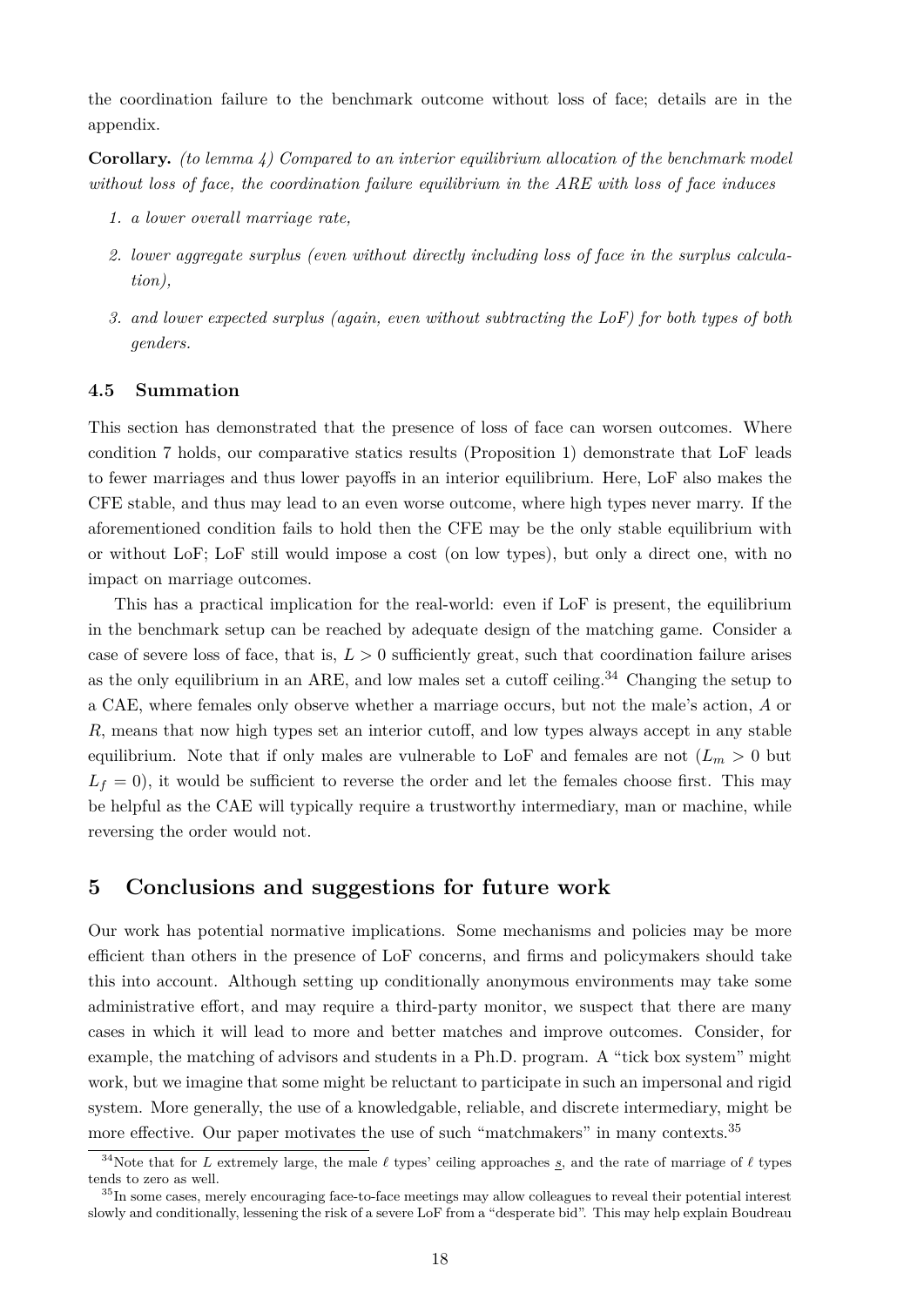the coordination failure to the benchmark outcome without loss of face; details are in the appendix.

**Corollary.** *(to lemma 4) Compared to an interior equilibrium allocation of the benchmark model without loss of face, the coordination failure equilibrium in the ARE with loss of face induces*

1. *a lower overall marriage rate,*
2. *lower aggregate surplus (even without directly including loss of face in the surplus calculation),*
3. *and lower expected surplus (again, even without subtracting the LoF) for both types of both genders.*

### 4.5 Summation

This section has demonstrated that the presence of loss of face can worsen outcomes. Where condition 7 holds, our comparative statics results (Proposition 1) demonstrate that LoF leads to fewer marriages and thus lower payoffs in an interior equilibrium. Here, LoF also makes the CFE stable, and thus may lead to an even worse outcome, where high types never marry. If the aforementioned condition fails to hold then the CFE may be the only stable equilibrium with or without LoF; LoF still would impose a cost (on low types), but only a direct one, with no impact on marriage outcomes.

This has a practical implication for the real-world: even if LoF is present, the equilibrium in the benchmark setup can be reached by adequate design of the matching game. Consider a case of severe loss of face, that is, $L > 0$ sufficiently great, such that coordination failure arises as the only equilibrium in an ARE, and low males set a cutoff ceiling.[34] Changing the setup to a CAE, where females only observe whether a marriage occurs, but not the male's action, $A$ or $R$, means that now high types set an interior cutoff, and low types always accept in any stable equilibrium. Note that if only males are vulnerable to LoF and females are not ($L_m > 0$ but $L_f = 0$), it would be sufficient to reverse the order and let the females choose first. This may be helpful as the CAE will typically require a trustworthy intermediary, man or machine, while reversing the order would not.

## 5 Conclusions and suggestions for future work

Our work has potential normative implications. Some mechanisms and policies may be more efficient than others in the presence of LoF concerns, and firms and policymakers should take this into account. Although setting up conditionally anonymous environments may take some administrative effort, and may require a third-party monitor, we suspect that there are many cases in which it will lead to more and better matches and improve outcomes. Consider, for example, the matching of advisors and students in a Ph.D. program. A "tick box system" might work, but we imagine that some might be reluctant to participate in such an impersonal and rigid system. More generally, the use of a knowledgable, reliable, and discrete intermediary, might be more effective. Our paper motivates the use of such "matchmakers" in many contexts.[35]

[34] Note that for $L$ extremely large, the male $\ell$ types' ceiling approaches $\underline{s}$, and the rate of marriage of $\ell$ types tends to zero as well.

[35] In some cases, merely encouraging face-to-face meetings may allow colleagues to reveal their potential interest slowly and conditionally, lessening the risk of a severe LoF from a "desperate bid". This may help explain Boudreau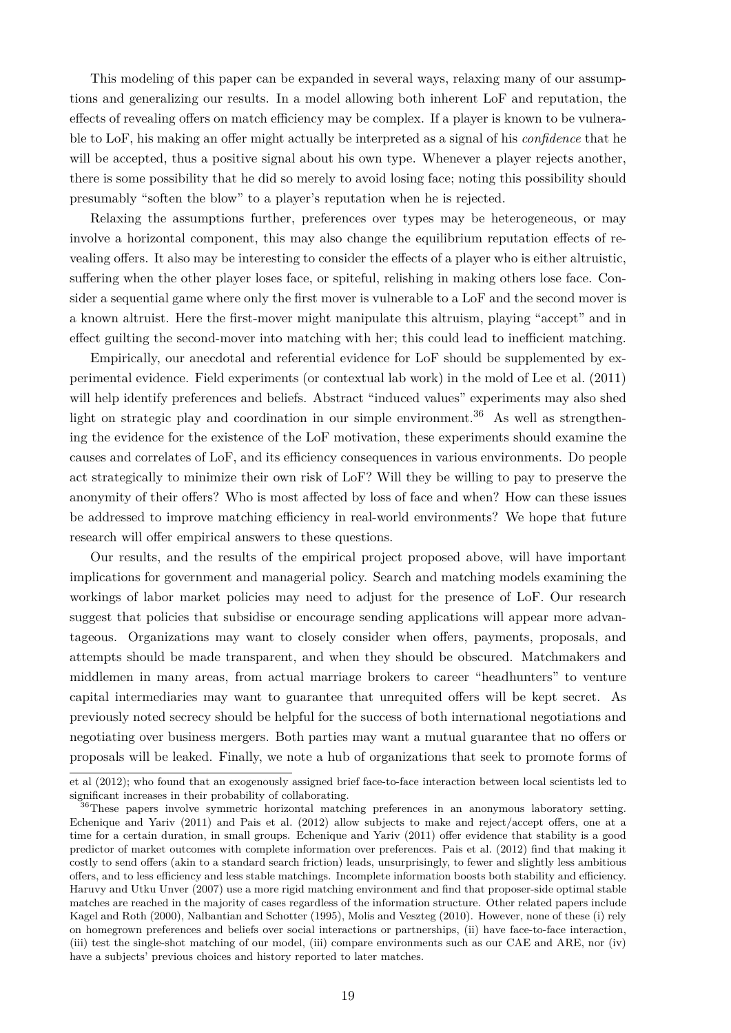This modeling of this paper can be expanded in several ways, relaxing many of our assumptions and generalizing our results. In a model allowing both inherent LoF and reputation, the effects of revealing offers on match efficiency may be complex. If a player is known to be vulnerable to LoF, his making an offer might actually be interpreted as a signal of his *confidence* that he will be accepted, thus a positive signal about his own type. Whenever a player rejects another, there is some possibility that he did so merely to avoid losing face; noting this possibility should presumably "soften the blow" to a player's reputation when he is rejected.

Relaxing the assumptions further, preferences over types may be heterogeneous, or may involve a horizontal component, this may also change the equilibrium reputation effects of revealing offers. It also may be interesting to consider the effects of a player who is either altruistic, suffering when the other player loses face, or spiteful, relishing in making others lose face. Consider a sequential game where only the first mover is vulnerable to a LoF and the second mover is a known altruist. Here the first-mover might manipulate this altruism, playing "accept" and in effect guilting the second-mover into matching with her; this could lead to inefficient matching.

Empirically, our anecdotal and referential evidence for LoF should be supplemented by experimental evidence. Field experiments (or contextual lab work) in the mold of Lee et al. (2011) will help identify preferences and beliefs. Abstract "induced values" experiments may also shed light on strategic play and coordination in our simple environment.[36] As well as strengthening the evidence for the existence of the LoF motivation, these experiments should examine the causes and correlates of LoF, and its efficiency consequences in various environments. Do people act strategically to minimize their own risk of LoF? Will they be willing to pay to preserve the anonymity of their offers? Who is most affected by loss of face and when? How can these issues be addressed to improve matching efficiency in real-world environments? We hope that future research will offer empirical answers to these questions.

Our results, and the results of the empirical project proposed above, will have important implications for government and managerial policy. Search and matching models examining the workings of labor market policies may need to adjust for the presence of LoF. Our research suggest that policies that subsidise or encourage sending applications will appear more advantageous. Organizations may want to closely consider when offers, payments, proposals, and attempts should be made transparent, and when they should be obscured. Matchmakers and middlemen in many areas, from actual marriage brokers to career "headhunters" to venture capital intermediaries may want to guarantee that unrequited offers will be kept secret. As previously noted secrecy should be helpful for the success of both international negotiations and negotiating over business mergers. Both parties may want a mutual guarantee that no offers or proposals will be leaked. Finally, we note a hub of organizations that seek to promote forms of

et al (2012); who found that an exogenously assigned brief face-to-face interaction between local scientists led to significant increases in their probability of collaborating.

[36] These papers involve symmetric horizontal matching preferences in an anonymous laboratory setting. Echenique and Yariv (2011) and Pais et al. (2012) allow subjects to make and reject/accept offers, one at a time for a certain duration, in small groups. Echenique and Yariv (2011) offer evidence that stability is a good predictor of market outcomes with complete information over preferences. Pais et al. (2012) find that making it costly to send offers (akin to a standard search friction) leads, unsurprisingly, to fewer and slightly less ambitious offers, and to less efficiency and less stable matchings. Incomplete information boosts both stability and efficiency. Haruvy and Utku Unver (2007) use a more rigid matching environment and find that proposer-side optimal stable matches are reached in the majority of cases regardless of the information structure. Other related papers include Kagel and Roth (2000), Nalbantian and Schotter (1995), Molis and Veszteg (2010). However, none of these (i) rely on homegrown preferences and beliefs over social interactions or partnerships, (ii) have face-to-face interaction, (iii) test the single-shot matching of our model, (iii) compare environments such as our CAE and ARE, nor (iv) have a subjects' previous choices and history reported to later matches.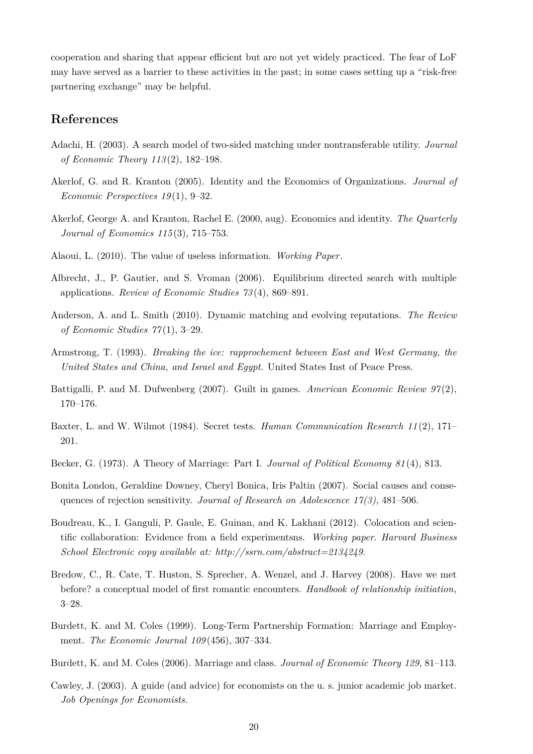cooperation and sharing that appear efficient but are not yet widely practiced. The fear of LoF may have served as a barrier to these activities in the past; in some cases setting up a "risk-free partnering exchange" may be helpful.

## References

Adachi, H. (2003). A search model of two-sided matching under nontransferable utility. *Journal of Economic Theory 113*(2), 182–198.

Akerlof, G. and R. Kranton (2005). Identity and the Economics of Organizations. *Journal of Economic Perspectives 19*(1), 9–32.

Akerlof, George A. and Kranton, Rachel E. (2000, aug). Economics and identity. *The Quarterly Journal of Economics 115*(3), 715–753.

Alaoui, L. (2010). The value of useless information. *Working Paper*.

Albrecht, J., P. Gautier, and S. Vroman (2006). Equilibrium directed search with multiple applications. *Review of Economic Studies 73*(4), 869–891.

Anderson, A. and L. Smith (2010). Dynamic matching and evolving reputations. *The Review of Economic Studies 77*(1), 3–29.

Armstrong, T. (1993). *Breaking the ice: rapprochement between East and West Germany, the United States and China, and Israel and Egypt*. United States Inst of Peace Press.

Battigalli, P. and M. Dufwenberg (2007). Guilt in games. *American Economic Review 97*(2), 170–176.

Baxter, L. and W. Wilmot (1984). Secret tests. *Human Communication Research 11*(2), 171–201.

Becker, G. (1973). A Theory of Marriage: Part I. *Journal of Political Economy 81*(4), 813.

Bonita London, Geraldine Downey, Cheryl Bonica, Iris Paltin (2007). Social causes and consequences of rejection sensitivity. *Journal of Research on Adolescence 17(3)*, 481–506.

Boudreau, K., I. Ganguli, P. Gaule, E. Guinan, and K. Lakhani (2012). Colocation and scientific collaboration: Evidence from a field experimentsns. *Working paper. Harvard Business School Electronic copy available at: http://ssrn.com/abstract=2134249*.

Bredow, C., R. Cate, T. Huston, S. Sprecher, A. Wenzel, and J. Harvey (2008). Have we met before? a conceptual model of first romantic encounters. *Handbook of relationship initiation*, 3–28.

Burdett, K. and M. Coles (1999). Long-Term Partnership Formation: Marriage and Employment. *The Economic Journal 109*(456), 307–334.

Burdett, K. and M. Coles (2006). Marriage and class. *Journal of Economic Theory 129*, 81–113.

Cawley, J. (2003). A guide (and advice) for economists on the u. s. junior academic job market. *Job Openings for Economists*.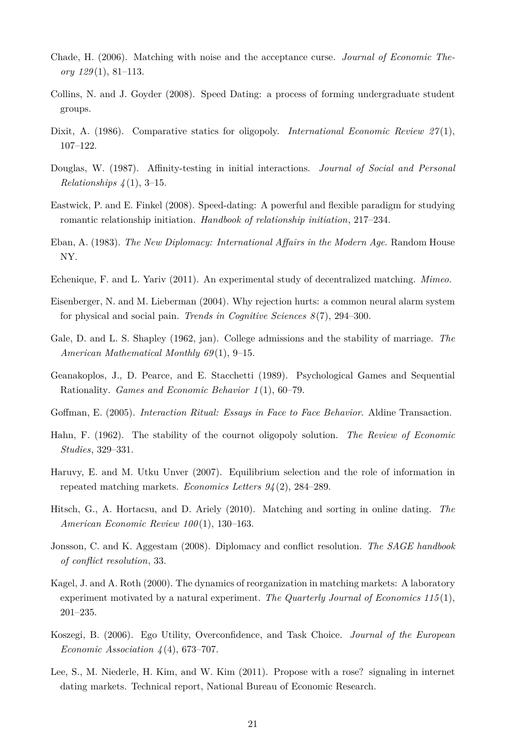Chade, H. (2006). Matching with noise and the acceptance curse. *Journal of Economic Theory 129*(1), 81–113.

Collins, N. and J. Goyder (2008). Speed Dating: a process of forming undergraduate student groups.

Dixit, A. (1986). Comparative statics for oligopoly. *International Economic Review 27*(1), 107–122.

Douglas, W. (1987). Affinity-testing in initial interactions. *Journal of Social and Personal Relationships 4*(1), 3–15.

Eastwick, P. and E. Finkel (2008). Speed-dating: A powerful and flexible paradigm for studying romantic relationship initiation. *Handbook of relationship initiation*, 217–234.

Eban, A. (1983). *The New Diplomacy: International Affairs in the Modern Age*. Random House NY.

Echenique, F. and L. Yariv (2011). An experimental study of decentralized matching. *Mimeo.*

Eisenberger, N. and M. Lieberman (2004). Why rejection hurts: a common neural alarm system for physical and social pain. *Trends in Cognitive Sciences 8*(7), 294–300.

Gale, D. and L. S. Shapley (1962, jan). College admissions and the stability of marriage. *The American Mathematical Monthly 69*(1), 9–15.

Geanakoplos, J., D. Pearce, and E. Stacchetti (1989). Psychological Games and Sequential Rationality. *Games and Economic Behavior 1*(1), 60–79.

Goffman, E. (2005). *Interaction Ritual: Essays in Face to Face Behavior*. Aldine Transaction.

Hahn, F. (1962). The stability of the cournot oligopoly solution. *The Review of Economic Studies*, 329–331.

Haruvy, E. and M. Utku Unver (2007). Equilibrium selection and the role of information in repeated matching markets. *Economics Letters 94*(2), 284–289.

Hitsch, G., A. Hortacsu, and D. Ariely (2010). Matching and sorting in online dating. *The American Economic Review 100*(1), 130–163.

Jonsson, C. and K. Aggestam (2008). Diplomacy and conflict resolution. *The SAGE handbook of conflict resolution*, 33.

Kagel, J. and A. Roth (2000). The dynamics of reorganization in matching markets: A laboratory experiment motivated by a natural experiment. *The Quarterly Journal of Economics 115*(1), 201–235.

Koszegi, B. (2006). Ego Utility, Overconfidence, and Task Choice. *Journal of the European Economic Association 4*(4), 673–707.

Lee, S., M. Niederle, H. Kim, and W. Kim (2011). Propose with a rose? signaling in internet dating markets. Technical report, National Bureau of Economic Research.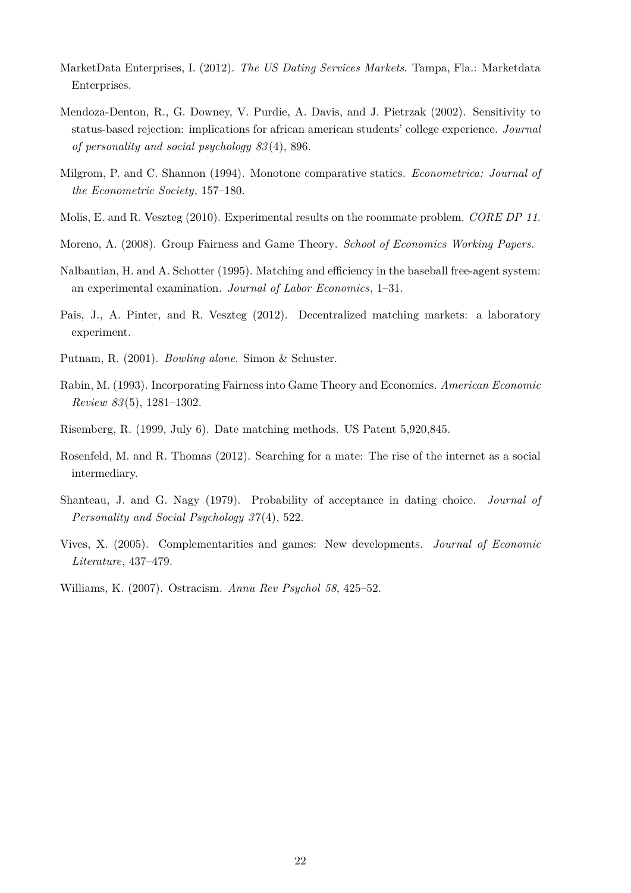MarketData Enterprises, I. (2012). *The US Dating Services Markets*. Tampa, Fla.: Marketdata Enterprises.

Mendoza-Denton, R., G. Downey, V. Purdie, A. Davis, and J. Pietrzak (2002). Sensitivity to status-based rejection: implications for african american students' college experience. *Journal of personality and social psychology 83*(4), 896.

Milgrom, P. and C. Shannon (1994). Monotone comparative statics. *Econometrica: Journal of the Econometric Society*, 157–180.

Molis, E. and R. Veszteg (2010). Experimental results on the roommate problem. *CORE DP 11*.

Moreno, A. (2008). Group Fairness and Game Theory. *School of Economics Working Papers*.

Nalbantian, H. and A. Schotter (1995). Matching and efficiency in the baseball free-agent system: an experimental examination. *Journal of Labor Economics*, 1–31.

Pais, J., A. Pinter, and R. Veszteg (2012). Decentralized matching markets: a laboratory experiment.

Putnam, R. (2001). *Bowling alone*. Simon & Schuster.

Rabin, M. (1993). Incorporating Fairness into Game Theory and Economics. *American Economic Review 83*(5), 1281–1302.

Risemberg, R. (1999, July 6). Date matching methods. US Patent 5,920,845.

Rosenfeld, M. and R. Thomas (2012). Searching for a mate: The rise of the internet as a social intermediary.

Shanteau, J. and G. Nagy (1979). Probability of acceptance in dating choice. *Journal of Personality and Social Psychology 37*(4), 522.

Vives, X. (2005). Complementarities and games: New developments. *Journal of Economic Literature*, 437–479.

Williams, K. (2007). Ostracism. *Annu Rev Psychol 58*, 425–52.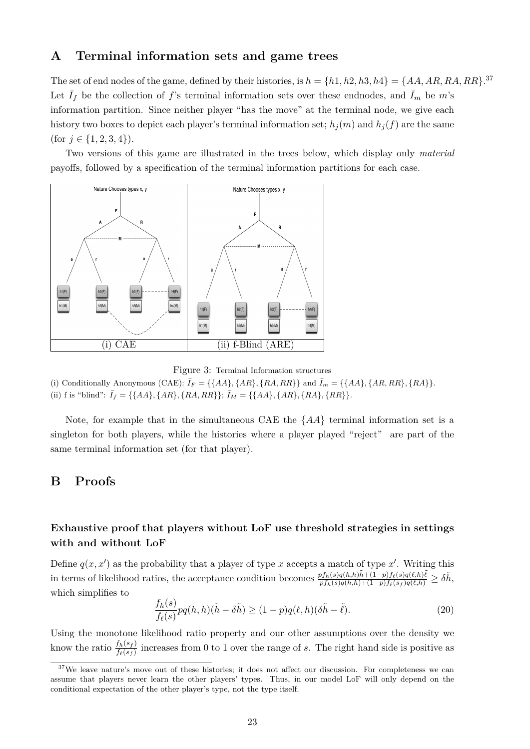## A Terminal information sets and game trees

The set of end nodes of the game, defined by their histories, is $h = \{h1, h2, h3, h4\} = \{AA, AR, RA, RR\}$.[37] Let $\bar{I}_f$ be the collection of $f$'s terminal information sets over these endnodes, and $\bar{I}_m$ be $m$'s information partition. Since neither player "has the move" at the terminal node, we give each history two boxes to depict each player's terminal information set; $h_j(m)$ and $h_j(f)$ are the same (for $j \in \{1, 2, 3, 4\}$).

Two versions of this game are illustrated in the trees below, which display only *material* payoffs, followed by a specification of the terminal information partitions for each case.

| (i) CAE | (ii) f-Blind (ARE) |
|---|---|

Figure 3: Terminal Information structures

(i) Conditionally Anonymous (CAE): $\bar{I}_F = \{\{AA\}, \{AR\}, \{RA, RR\}\}$ and $\bar{I}_m = \{\{AA\}, \{AR, RR\}, \{RA\}\}$.
(ii) f is "blind": $\bar{I}_f = \{\{AA\}, \{AR\}, \{RA, RR\}\}$; $\bar{I}_M = \{\{AA\}, \{AR\}, \{RA\}, \{RR\}\}$.

Note, for example that in the simultaneous CAE the $\{AA\}$ terminal information set is a singleton for both players, while the histories where a player played "reject" are part of the same terminal information set (for that player).

## B Proofs

### Exhaustive proof that players without LoF use threshold strategies in settings with and without LoF

Define $q(x, x')$ as the probability that a player of type $x$ accepts a match of type $x'$. Writing this in terms of likelihood ratios, the acceptance condition becomes $\frac{pf_h(s)q(h,h)\tilde{h}+(1-p)f_\ell(s)q(\ell,h)\tilde{\ell}}{pf_h(s)q(h,h)+(1-p)f_\ell(s_f)q(\ell,h)} \geq \delta\tilde{h}$, which simplifies to

$$\frac{f_h(s)}{f_\ell(s)}pq(h,h)(\tilde{h}-\delta\tilde{h}) \geq (1-p)q(\ell,h)(\delta\tilde{h}-\tilde{\ell}). \tag{20}$$

Using the monotone likelihood ratio property and our other assumptions over the density we know the ratio $\frac{f_h(s_f)}{f_\ell(s_f)}$ increases from 0 to 1 over the range of $s$. The right hand side is positive as

[37] We leave nature's move out of these histories; it does not affect our discussion. For completeness we can assume that players never learn the other players' types. Thus, in our model LoF will only depend on the conditional expectation of the other player's type, not the type itself.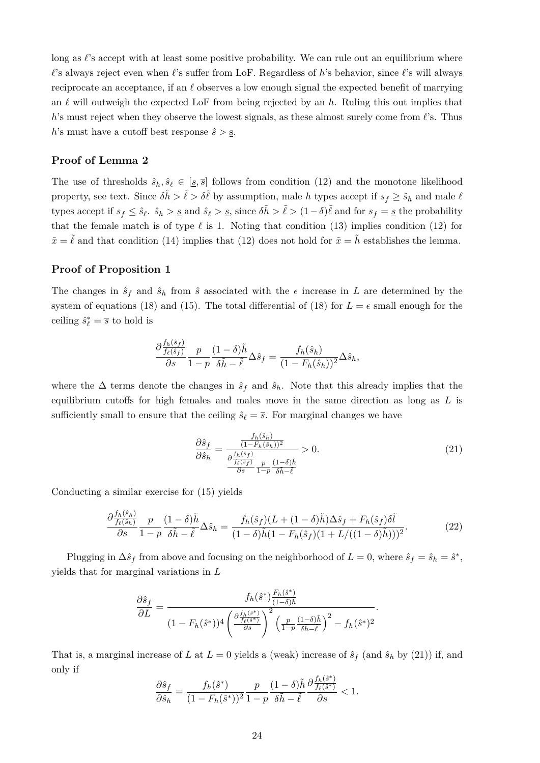long as $\ell$'s accept with at least some positive probability. We can rule out an equilibrium where $\ell$'s always reject even when $\ell$'s suffer from LoF. Regardless of $h$'s behavior, since $\ell$'s will always reciprocate an acceptance, if an $\ell$ observes a low enough signal the expected benefit of marrying an $\ell$ will outweigh the expected LoF from being rejected by an $h$. Ruling this out implies that $h$'s must reject when they observe the lowest signals, as these almost surely come from $\ell$'s. Thus $h$'s must have a cutoff best response $\hat{s} > \underline{s}$.

### Proof of Lemma 2

The use of thresholds $\hat{s}_h, \hat{s}_\ell \in [\underline{s}, \overline{s}]$ follows from condition (12) and the monotone likelihood property, see text. Since $\delta\tilde{h} > \tilde{\ell} > \delta\tilde{\ell}$ by assumption, male $h$ types accept if $s_f \geq \hat{s}_h$ and male $\ell$ types accept if $s_f \leq \hat{s}_\ell$. $\hat{s}_h > \underline{s}$ and $\hat{s}_\ell > \underline{s}$, since $\delta\tilde{h} > \tilde{\ell} > (1-\delta)\tilde{\ell}$ and for $s_f = \underline{s}$ the probability that the female match is of type $\ell$ is 1. Noting that condition (13) implies condition (12) for $\tilde{x} = \tilde{\ell}$ and that condition (14) implies that (12) does not hold for $\tilde{x} = \tilde{h}$ establishes the lemma.

### Proof of Proposition 1

The changes in $\hat{s}_f$ and $\hat{s}_h$ from $\hat{s}$ associated with the $\epsilon$ increase in $L$ are determined by the system of equations (18) and (15). The total differential of (18) for $L = \epsilon$ small enough for the ceiling $\hat{s}^*_\ell = \overline{s}$ to hold is

$$\frac{\partial \frac{f_h(\hat{s}_f)}{f_\ell(\hat{s}_f)}}{\partial s} \frac{p}{1-p} \frac{(1-\delta)\tilde{h}}{\delta\tilde{h} - \tilde{\ell}} \Delta\hat{s}_f = \frac{f_h(\hat{s}_h)}{(1-F_h(\hat{s}_h))^2} \Delta\hat{s}_h,$$

where the $\Delta$ terms denote the changes in $\hat{s}_f$ and $\hat{s}_h$. Note that this already implies that the equilibrium cutoffs for high females and males move in the same direction as long as $L$ is sufficiently small to ensure that the ceiling $\hat{s}_\ell = \overline{s}$. For marginal changes we have

$$\frac{\partial \hat{s}_f}{\partial \hat{s}_h} = \frac{\frac{f_h(\hat{s}_h)}{(1-F_h(\hat{s}_h))^2}}{\frac{\partial \frac{f_h(\hat{s}_f)}{f_\ell(\hat{s}_f)}}{\partial s} \frac{p}{1-p} \frac{(1-\delta)\tilde{h}}{\delta\tilde{h} - \tilde{\ell}}} > 0. \tag{21}$$

Conducting a similar exercise for (15) yields

$$\frac{\partial \frac{f_h(\hat{s}_h)}{f_\ell(\hat{s}_h)}}{\partial s} \frac{p}{1-p} \frac{(1-\delta)\tilde{h}}{\delta\tilde{h} - \tilde{\ell}} \Delta\hat{s}_h = \frac{f_h(\hat{s}_f)(L + (1-\delta)\tilde{h})\Delta\hat{s}_f + F_h(\hat{s}_f)\delta\tilde{l}}{(1-\delta)\tilde{h}(1-F_h(\hat{s}_f)(1+L/((1-\delta)\tilde{h})))^2}. \tag{22}$$

Plugging in $\Delta\hat{s}_f$ from above and focusing on the neighborhood of $L = 0$, where $\hat{s}_f = \hat{s}_h = \hat{s}^*$, yields that for marginal variations in $L$

$$\frac{\partial \hat{s}_f}{\partial L} = \frac{f_h(\hat{s}^*) \frac{F_h(\hat{s}^*)}{(1-\delta)\tilde{h}}}{(1-F_h(\hat{s}^*))^4 \left( \frac{\partial \frac{f_h(\hat{s}^*)}{f_\ell(\hat{s}^*)}}{\partial s} \right)^2 \left( \frac{p}{1-p} \frac{(1-\delta)\tilde{h}}{\delta\tilde{h} - \tilde{\ell}} \right)^2 - f_h(\hat{s}^*)^2}.$$

That is, a marginal increase of $L$ at $L = 0$ yields a (weak) increase of $\hat{s}_f$ (and $\hat{s}_h$ by (21)) if, and only if

$$\frac{\partial \hat{s}_f}{\partial \hat{s}_h} = \frac{f_h(\hat{s}^*)}{(1-F_h(\hat{s}^*))^2} \frac{p}{1-p} \frac{(1-\delta)\tilde{h}}{\delta\tilde{h} - \tilde{\ell}} \frac{\partial \frac{f_h(\hat{s}^*)}{f_\ell(\hat{s}^*)}}{\partial s} < 1.$$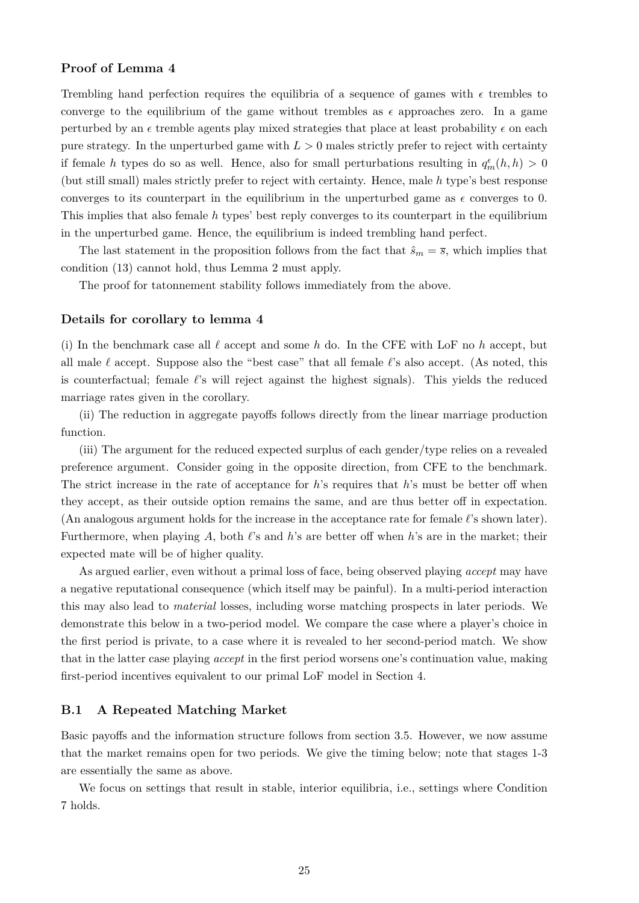### Proof of Lemma 4

Trembling hand perfection requires the equilibria of a sequence of games with $\epsilon$ trembles to converge to the equilibrium of the game without trembles as $\epsilon$ approaches zero. In a game perturbed by an $\epsilon$ tremble agents play mixed strategies that place at least probability $\epsilon$ on each pure strategy. In the unperturbed game with $L > 0$ males strictly prefer to reject with certainty if female $h$ types do so as well. Hence, also for small perturbations resulting in $q^{\epsilon}_m(h, h) > 0$ (but still small) males strictly prefer to reject with certainty. Hence, male $h$ type's best response converges to its counterpart in the equilibrium in the unperturbed game as $\epsilon$ converges to 0. This implies that also female $h$ types' best reply converges to its counterpart in the equilibrium in the unperturbed game. Hence, the equilibrium is indeed trembling hand perfect.

The last statement in the proposition follows from the fact that $\hat{s}_m = \bar{s}$, which implies that condition (13) cannot hold, thus Lemma 2 must apply.

The proof for tatonnement stability follows immediately from the above.

### Details for corollary to lemma 4

(i) In the benchmark case all $\ell$ accept and some $h$ do. In the CFE with LoF no $h$ accept, but all male $\ell$ accept. Suppose also the "best case" that all female $\ell$'s also accept. (As noted, this is counterfactual; female $\ell$'s will reject against the highest signals). This yields the reduced marriage rates given in the corollary.

(ii) The reduction in aggregate payoffs follows directly from the linear marriage production function.

(iii) The argument for the reduced expected surplus of each gender/type relies on a revealed preference argument. Consider going in the opposite direction, from CFE to the benchmark. The strict increase in the rate of acceptance for $h$'s requires that $h$'s must be better off when they accept, as their outside option remains the same, and are thus better off in expectation. (An analogous argument holds for the increase in the acceptance rate for female $\ell$'s shown later). Furthermore, when playing $A$, both $\ell$'s and $h$'s are better off when $h$'s are in the market; their expected mate will be of higher quality.

As argued earlier, even without a primal loss of face, being observed playing *accept* may have a negative reputational consequence (which itself may be painful). In a multi-period interaction this may also lead to *material* losses, including worse matching prospects in later periods. We demonstrate this below in a two-period model. We compare the case where a player's choice in the first period is private, to a case where it is revealed to her second-period match. We show that in the latter case playing *accept* in the first period worsens one's continuation value, making first-period incentives equivalent to our primal LoF model in Section 4.

### B.1 A Repeated Matching Market

Basic payoffs and the information structure follows from section 3.5. However, we now assume that the market remains open for two periods. We give the timing below; note that stages 1-3 are essentially the same as above.

We focus on settings that result in stable, interior equilibria, i.e., settings where Condition 7 holds.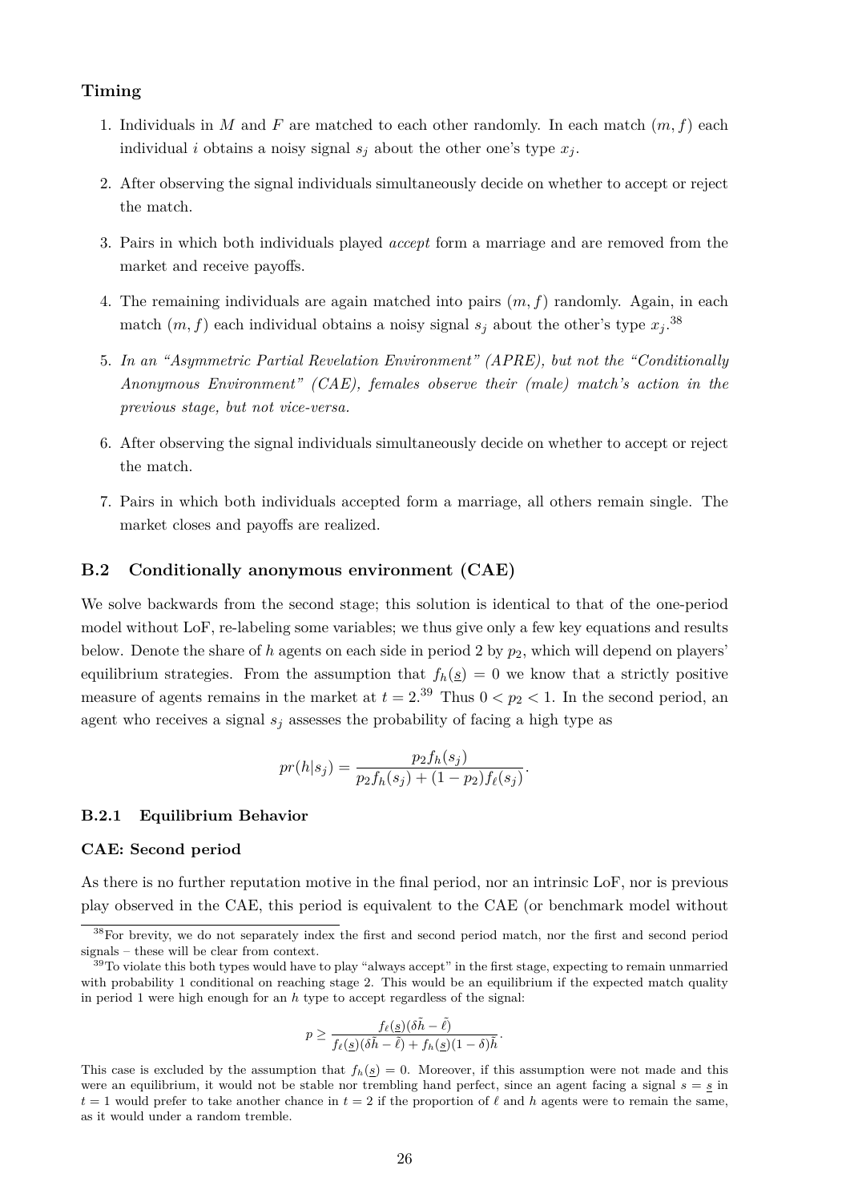### Timing

1. Individuals in $M$ and $F$ are matched to each other randomly. In each match $(m, f)$ each individual $i$ obtains a noisy signal $s_j$ about the other one's type $x_j$.

2. After observing the signal individuals simultaneously decide on whether to accept or reject the match.

3. Pairs in which both individuals played *accept* form a marriage and are removed from the market and receive payoffs.

4. The remaining individuals are again matched into pairs $(m, f)$ randomly. Again, in each match $(m, f)$ each individual obtains a noisy signal $s_j$ about the other's type $x_j$.[38]

5. *In an "Asymmetric Partial Revelation Environment" (APRE), but not the "Conditionally Anonymous Environment" (CAE), females observe their (male) match's action in the previous stage, but not vice-versa.*

6. After observing the signal individuals simultaneously decide on whether to accept or reject the match.

7. Pairs in which both individuals accepted form a marriage, all others remain single. The market closes and payoffs are realized.

## B.2 Conditionally anonymous environment (CAE)

We solve backwards from the second stage; this solution is identical to that of the one-period model without LoF, re-labeling some variables; we thus give only a few key equations and results below. Denote the share of $h$ agents on each side in period 2 by $p_2$, which will depend on players' equilibrium strategies. From the assumption that $f_h(\underline{s}) = 0$ we know that a strictly positive measure of agents remains in the market at $t = 2$.[39] Thus $0 < p_2 < 1$. In the second period, an agent who receives a signal $s_j$ assesses the probability of facing a high type as

$$pr(h|s_j) = \frac{p_2 f_h(s_j)}{p_2 f_h(s_j) + (1 - p_2) f_\ell(s_j)}.$$

### B.2.1 Equilibrium Behavior

#### CAE: Second period

As there is no further reputation motive in the final period, nor an intrinsic LoF, nor is previous play observed in the CAE, this period is equivalent to the CAE (or benchmark model without

---

[38] For brevity, we do not separately index the first and second period match, nor the first and second period signals – these will be clear from context.

[39] To violate this both types would have to play "always accept" in the first stage, expecting to remain unmarried with probability 1 conditional on reaching stage 2. This would be an equilibrium if the expected match quality in period 1 were high enough for an $h$ type to accept regardless of the signal:

$$p \geq \frac{f_\ell(\underline{s})(\delta\tilde{h} - \tilde{\ell})}{f_\ell(\underline{s})(\delta\tilde{h} - \tilde{\ell}) + f_h(\underline{s})(1 - \delta)\tilde{h}}.$$

This case is excluded by the assumption that $f_h(\underline{s}) = 0$. Moreover, if this assumption were not made and this were an equilibrium, it would not be stable nor trembling hand perfect, since an agent facing a signal $s = \underline{s}$ in $t = 1$ would prefer to take another chance in $t = 2$ if the proportion of $\ell$ and $h$ agents were to remain the same, as it would under a random tremble.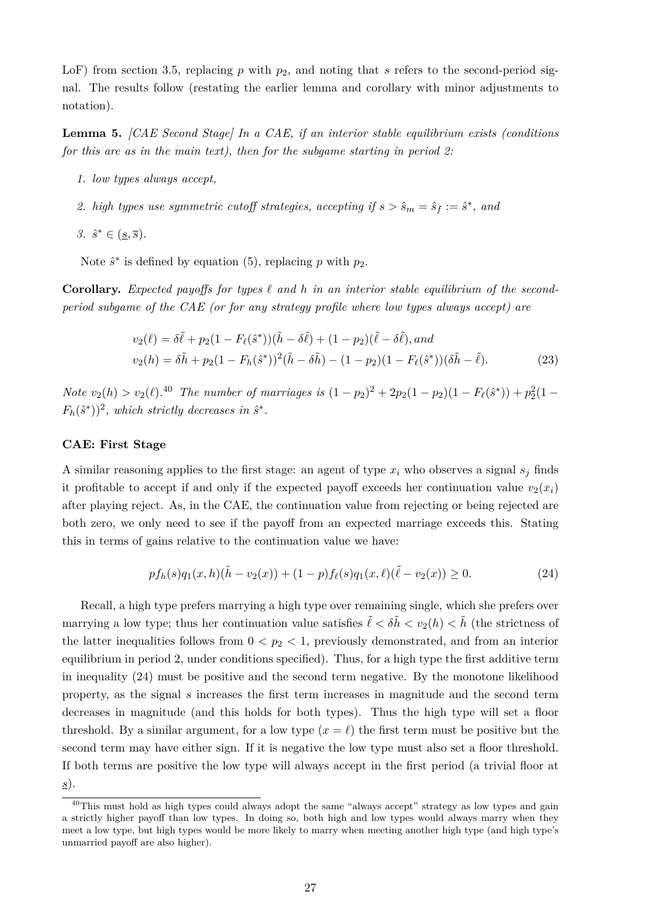LoF) from section 3.5, replacing $p$ with $p_2$, and noting that $s$ refers to the second-period signal. The results follow (restating the earlier lemma and corollary with minor adjustments to notation).

**Lemma 5.** *[CAE Second Stage] In a CAE, if an interior stable equilibrium exists (conditions for this are as in the main text), then for the subgame starting in period 2:*

1. *low types always accept,*
2. *high types use symmetric cutoff strategies, accepting if $s > \hat{s}_m = \hat{s}_f := \hat{s}^*$, and*
3. *$\hat{s}^* \in (\underline{s}, \overline{s})$.*

Note $\hat{s}^*$ is defined by equation (5), replacing $p$ with $p_2$.

**Corollary.** *Expected payoffs for types $\ell$ and $h$ in an interior stable equilibrium of the second-period subgame of the CAE (or for any strategy profile where low types always accept) are*

$$
\begin{aligned}
v_2(\ell) &= \delta\tilde{\ell} + p_2(1 - F_\ell(\hat{s}^*))(\tilde{h} - \delta\tilde{\ell}) + (1 - p_2)(\tilde{\ell} - \delta\tilde{\ell}), \text{and} \\
v_2(h) &= \delta\tilde{h} + p_2(1 - F_h(\hat{s}^*))^2(\tilde{h} - \delta\tilde{h}) - (1 - p_2)(1 - F_\ell(\hat{s}^*))(\delta\tilde{h} - \tilde{\ell}).
\end{aligned} \tag{23}
$$

*Note $v_2(h) > v_2(\ell)$.*[40] *The number of marriages is $(1 - p_2)^2 + 2p_2(1 - p_2)(1 - F_\ell(\hat{s}^*)) + p_2^2(1 - F_h(\hat{s}^*))^2$, which strictly decreases in $\hat{s}^*$.*

**CAE: First Stage**

A similar reasoning applies to the first stage: an agent of type $x_i$ who observes a signal $s_j$ finds it profitable to accept if and only if the expected payoff exceeds her continuation value $v_2(x_i)$ after playing reject. As, in the CAE, the continuation value from rejecting or being rejected are both zero, we only need to see if the payoff from an expected marriage exceeds this. Stating this in terms of gains relative to the continuation value we have:

$$
pf_h(s)q_1(x, h)(\tilde{h} - v_2(x)) + (1 - p)f_\ell(s)q_1(x, \ell)(\tilde{\ell} - v_2(x)) \geq 0. \tag{24}
$$

Recall, a high type prefers marrying a high type over remaining single, which she prefers over marrying a low type; thus her continuation value satisfies $\tilde{\ell} < \delta\tilde{h} < v_2(h) < \tilde{h}$ (the strictness of the latter inequalities follows from $0 < p_2 < 1$, previously demonstrated, and from an interior equilibrium in period 2, under conditions specified). Thus, for a high type the first additive term in inequality (24) must be positive and the second term negative. By the monotone likelihood property, as the signal $s$ increases the first term increases in magnitude and the second term decreases in magnitude (and this holds for both types). Thus the high type will set a floor threshold. By a similar argument, for a low type ($x = \ell$) the first term must be positive but the second term may have either sign. If it is negative the low type must also set a floor threshold. If both terms are positive the low type will always accept in the first period (a trivial floor at $\underline{s}$).

[40] This must hold as high types could always adopt the same "always accept" strategy as low types and gain a strictly higher payoff than low types. In doing so, both high and low types would always marry when they meet a low type, but high types would be more likely to marry when meeting another high type (and high type's unmarried payoff are also higher).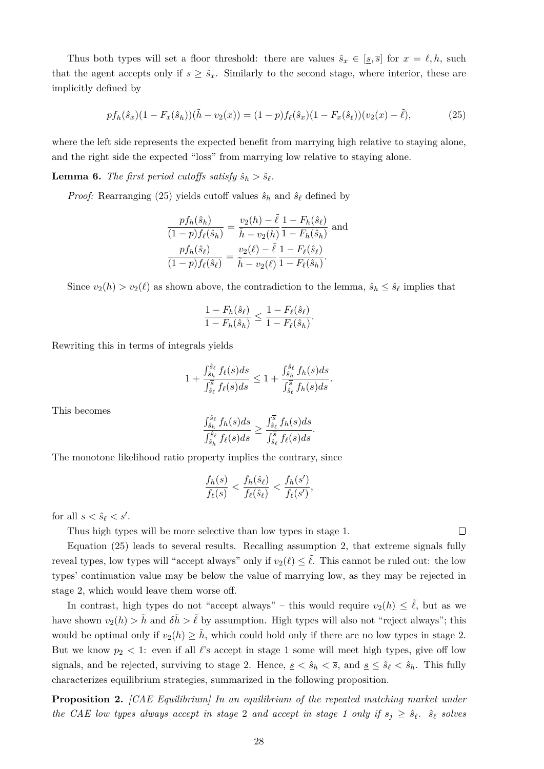Thus both types will set a floor threshold: there are values $\hat{s}_x \in [\underline{s}, \overline{s}]$ for $x = \ell, h$, such that the agent accepts only if $s \geq \hat{s}_x$. Similarly to the second stage, where interior, these are implicitly defined by

$$p f_h(\hat{s}_x)(1 - F_x(\hat{s}_h))(\tilde{h} - v_2(x)) = (1-p) f_\ell(\hat{s}_x)(1 - F_x(\hat{s}_\ell))(v_2(x) - \tilde{\ell}), \tag{25}$$

where the left side represents the expected benefit from marrying high relative to staying alone, and the right side the expected "loss" from marrying low relative to staying alone.

**Lemma 6.** *The first period cutoffs satisfy $\hat{s}_h > \hat{s}_\ell$.*

*Proof:* Rearranging (25) yields cutoff values $\hat{s}_h$ and $\hat{s}_\ell$ defined by

$$\frac{p f_h(\hat{s}_h)}{(1-p) f_\ell(\hat{s}_h)} = \frac{v_2(h) - \tilde{\ell}}{\tilde{h} - v_2(h)} \frac{1 - F_h(\hat{s}_\ell)}{1 - F_h(\hat{s}_h)} \text{ and}$$
$$\frac{p f_h(\hat{s}_\ell)}{(1-p) f_\ell(\hat{s}_\ell)} = \frac{v_2(\ell) - \tilde{\ell}}{\tilde{h} - v_2(\ell)} \frac{1 - F_\ell(\hat{s}_\ell)}{1 - F_\ell(\hat{s}_h)}.$$

Since $v_2(h) > v_2(\ell)$ as shown above, the contradiction to the lemma, $\hat{s}_h \leq \hat{s}_\ell$ implies that

$$\frac{1 - F_h(\hat{s}_\ell)}{1 - F_h(\hat{s}_h)} \leq \frac{1 - F_\ell(\hat{s}_\ell)}{1 - F_\ell(\hat{s}_h)}.$$

Rewriting this in terms of integrals yields

$$1 + \frac{\int_{\hat{s}_h}^{\hat{s}_\ell} f_\ell(s) ds}{\int_{\hat{s}_\ell}^{\overline{s}} f_\ell(s) ds} \leq 1 + \frac{\int_{\hat{s}_h}^{\hat{s}_\ell} f_h(s) ds}{\int_{\hat{s}_\ell}^{\overline{s}} f_h(s) ds}.$$

This becomes

$$\frac{\int_{\hat{s}_h}^{\hat{s}_\ell} f_h(s) ds}{\int_{\hat{s}_h}^{\hat{s}_\ell} f_\ell(s) ds} \geq \frac{\int_{\hat{s}_\ell}^{\overline{s}} f_h(s) ds}{\int_{\hat{s}_\ell}^{\overline{s}} f_\ell(s) ds}.$$

The monotone likelihood ratio property implies the contrary, since

$$\frac{f_h(s)}{f_\ell(s)} < \frac{f_h(\hat{s}_\ell)}{f_\ell(\hat{s}_\ell)} < \frac{f_h(s')}{f_\ell(s')},$$

for all $s < \hat{s}_\ell < s'$.

Thus high types will be more selective than low types in stage 1. □

Equation (25) leads to several results. Recalling assumption 2, that extreme signals fully reveal types, low types will "accept always" only if $v_2(\ell) \leq \tilde{\ell}$. This cannot be ruled out: the low types' continuation value may be below the value of marrying low, as they may be rejected in stage 2, which would leave them worse off.

In contrast, high types do not "accept always" – this would require $v_2(h) \leq \tilde{\ell}$, but as we have shown $v_2(h) > \tilde{h}$ and $\delta\tilde{h} > \tilde{\ell}$ by assumption. High types will also not "reject always"; this would be optimal only if $v_2(h) \geq \tilde{h}$, which could hold only if there are no low types in stage 2. But we know $p_2 < 1$: even if all $\ell$'s accept in stage 1 some will meet high types, give off low signals, and be rejected, surviving to stage 2. Hence, $\underline{s} < \hat{s}_h < \overline{s}$, and $\underline{s} \leq \hat{s}_\ell < \hat{s}_h$. This fully characterizes equilibrium strategies, summarized in the following proposition.

**Proposition 2.** *[CAE Equilibrium] In an equilibrium of the repeated matching market under the CAE low types always accept in stage 2 and accept in stage 1 only if $s_j \geq \hat{s}_\ell$. $\hat{s}_\ell$ solves*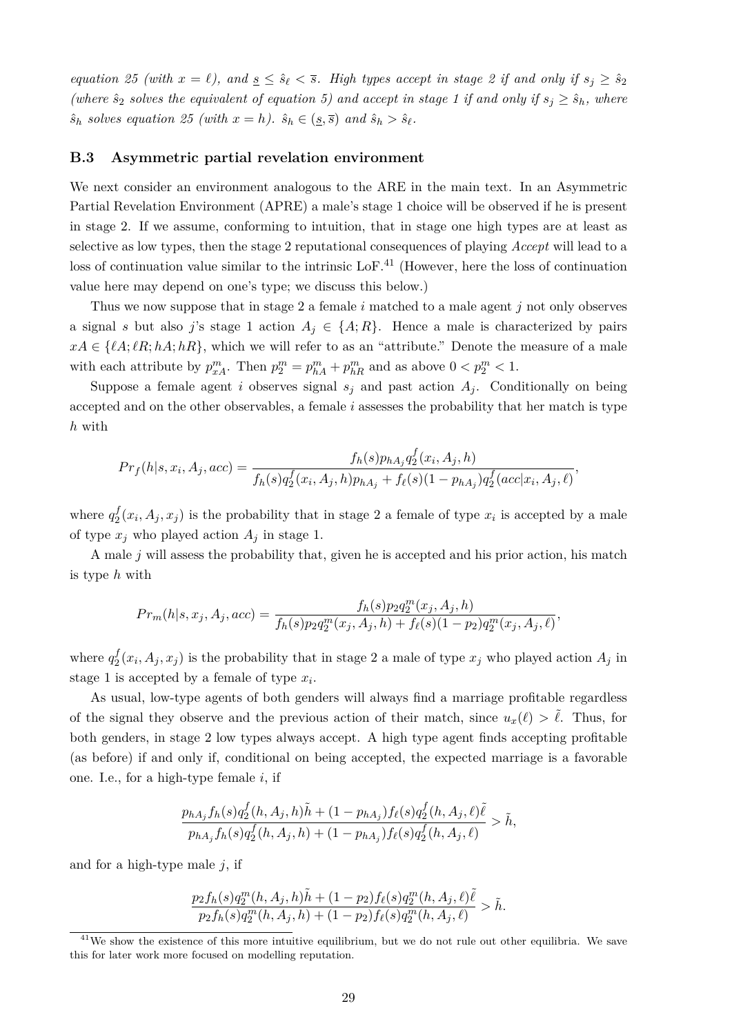*equation 25 (with $x = \ell$), and $\underline{s} \leq \hat{s}_\ell < \overline{s}$. High types accept in stage 2 if and only if $s_j \geq \hat{s}_2$ (where $\hat{s}_2$ solves the equivalent of equation 5) and accept in stage 1 if and only if $s_j \geq \hat{s}_h$, where $\hat{s}_h$ solves equation 25 (with $x = h$). $\hat{s}_h \in (\underline{s}, \overline{s})$ and $\hat{s}_h > \hat{s}_\ell$.*

### B.3 Asymmetric partial revelation environment

We next consider an environment analogous to the ARE in the main text. In an Asymmetric Partial Revelation Environment (APRE) a male's stage 1 choice will be observed if he is present in stage 2. If we assume, conforming to intuition, that in stage one high types are at least as selective as low types, then the stage 2 reputational consequences of playing *Accept* will lead to a loss of continuation value similar to the intrinsic LoF.[41] (However, here the loss of continuation value here may depend on one's type; we discuss this below.)

Thus we now suppose that in stage 2 a female $i$ matched to a male agent $j$ not only observes a signal $s$ but also $j$'s stage 1 action $A_j \in \{A; R\}$. Hence a male is characterized by pairs $xA \in \{\ell A; \ell R; hA; hR\}$, which we will refer to as an "attribute." Denote the measure of a male with each attribute by $p^m_{xA}$. Then $p^m_2 = p^m_{hA} + p^m_{hR}$ and as above $0 < p^m_2 < 1$.

Suppose a female agent $i$ observes signal $s_j$ and past action $A_j$. Conditionally on being accepted and on the other observables, a female $i$ assesses the probability that her match is type $h$ with

$$Pr_f(h|s, x_i, A_j, acc) = \frac{f_h(s) p_{hA_j} q^f_2(x_i, A_j, h)}{f_h(s) q^f_2(x_i, A_j, h) p_{hA_j} + f_\ell(s)(1 - p_{hA_j}) q^f_2(acc|x_i, A_j, \ell)},$$

where $q^f_2(x_i, A_j, x_j)$ is the probability that in stage 2 a female of type $x_i$ is accepted by a male of type $x_j$ who played action $A_j$ in stage 1.

A male $j$ will assess the probability that, given he is accepted and his prior action, his match is type $h$ with

$$Pr_m(h|s, x_j, A_j, acc) = \frac{f_h(s) p_2 q^m_2(x_j, A_j, h)}{f_h(s) p_2 q^m_2(x_j, A_j, h) + f_\ell(s)(1 - p_2) q^m_2(x_j, A_j, \ell)},$$

where $q^f_2(x_i, A_j, x_j)$ is the probability that in stage 2 a male of type $x_j$ who played action $A_j$ in stage 1 is accepted by a female of type $x_i$.

As usual, low-type agents of both genders will always find a marriage profitable regardless of the signal they observe and the previous action of their match, since $u_x(\ell) > \tilde{\ell}$. Thus, for both genders, in stage 2 low types always accept. A high type agent finds accepting profitable (as before) if and only if, conditional on being accepted, the expected marriage is a favorable one. I.e., for a high-type female $i$, if

$$\frac{p_{hA_j} f_h(s) q^f_2(h, A_j, h)\tilde{h} + (1 - p_{hA_j}) f_\ell(s) q^f_2(h, A_j, \ell)\tilde{\ell}}{p_{hA_j} f_h(s) q^f_2(h, A_j, h) + (1 - p_{hA_j}) f_\ell(s) q^f_2(h, A_j, \ell)} > \tilde{h},$$

and for a high-type male $j$, if

$$\frac{p_2 f_h(s) q^m_2(h, A_j, h)\tilde{h} + (1 - p_2) f_\ell(s) q^m_2(h, A_j, \ell)\tilde{\ell}}{p_2 f_h(s) q^m_2(h, A_j, h) + (1 - p_2) f_\ell(s) q^m_2(h, A_j, \ell)} > \tilde{h}.$$

[41] We show the existence of this more intuitive equilibrium, but we do not rule out other equilibria. We save this for later work more focused on modelling reputation.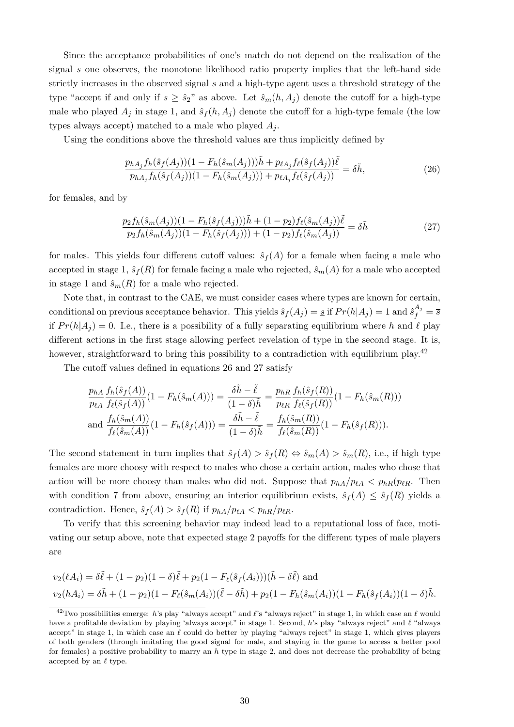Since the acceptance probabilities of one's match do not depend on the realization of the signal $s$ one observes, the monotone likelihood ratio property implies that the left-hand side strictly increases in the observed signal $s$ and a high-type agent uses a threshold strategy of the type "accept if and only if $s \geq \hat{s}_2$" as above. Let $\hat{s}_m(h, A_j)$ denote the cutoff for a high-type male who played $A_j$ in stage 1, and $\hat{s}_f(h, A_j)$ denote the cutoff for a high-type female (the low types always accept) matched to a male who played $A_j$.

Using the conditions above the threshold values are thus implicitly defined by

$$\frac{p_{hA_j} f_h(\hat{s}_f(A_j))(1 - F_h(\hat{s}_m(A_j)))\tilde{h} + p_{\ell A_j} f_\ell(\hat{s}_f(A_j))\tilde{\ell}}{p_{hA_j} f_h(\hat{s}_f(A_j))(1 - F_h(\hat{s}_m(A_j))) + p_{\ell A_j} f_\ell(\hat{s}_f(A_j))} = \delta\tilde{h}, \tag{26}$$

for females, and by

$$\frac{p_2 f_h(\hat{s}_m(A_j))(1 - F_h(\hat{s}_f(A_j)))\tilde{h} + (1 - p_2) f_\ell(\hat{s}_m(A_j))\tilde{\ell}}{p_2 f_h(\hat{s}_m(A_j))(1 - F_h(\hat{s}_f(A_j))) + (1 - p_2) f_\ell(\hat{s}_m(A_j))} = \delta\tilde{h} \tag{27}$$

for males. This yields four different cutoff values: $\hat{s}_f(A)$ for a female when facing a male who accepted in stage 1, $\hat{s}_f(R)$ for female facing a male who rejected, $\hat{s}_m(A)$ for a male who accepted in stage 1 and $\hat{s}_m(R)$ for a male who rejected.

Note that, in contrast to the CAE, we must consider cases where types are known for certain, conditional on previous acceptance behavior. This yields $\hat{s}_f(A_j) = \underline{s}$ if $Pr(h|A_j) = 1$ and $\hat{s}_f^{A_j} = \overline{s}$ if $Pr(h|A_j) = 0$. I.e., there is a possibility of a fully separating equilibrium where $h$ and $\ell$ play different actions in the first stage allowing perfect revelation of type in the second stage. It is, however, straightforward to bring this possibility to a contradiction with equilibrium play.[42]

The cutoff values defined in equations 26 and 27 satisfy

$$\frac{p_{hA}}{p_{\ell A}} \frac{f_h(\hat{s}_f(A))}{f_\ell(\hat{s}_f(A))}(1 - F_h(\hat{s}_m(A))) = \frac{\delta\tilde{h} - \tilde{\ell}}{(1 - \delta)\tilde{h}} = \frac{p_{hR}}{p_{\ell R}} \frac{f_h(\hat{s}_f(R))}{f_\ell(\hat{s}_f(R))}(1 - F_h(\hat{s}_m(R)))$$

$$\text{and } \frac{f_h(\hat{s}_m(A))}{f_\ell(\hat{s}_m(A))}(1 - F_h(\hat{s}_f(A))) = \frac{\delta\tilde{h} - \tilde{\ell}}{(1 - \delta)\tilde{h}} = \frac{f_h(\hat{s}_m(R))}{f_\ell(\hat{s}_m(R))}(1 - F_h(\hat{s}_f(R))).$$

The second statement in turn implies that $\hat{s}_f(A) > \hat{s}_f(R) \Leftrightarrow \hat{s}_m(A) > \hat{s}_m(R)$, i.e., if high type females are more choosy with respect to males who chose a certain action, males who chose that action will be more choosy than males who did not. Suppose that $p_{hA}/p_{\ell A} < p_{hR}(p_{\ell R}$. Then with condition 7 from above, ensuring an interior equilibrium exists, $\hat{s}_f(A) \leq \hat{s}_f(R)$ yields a contradiction. Hence, $\hat{s}_f(A) > \hat{s}_f(R)$ if $p_{hA}/p_{\ell A} < p_{hR}/p_{\ell R}$.

To verify that this screening behavior may indeed lead to a reputational loss of face, motivating our setup above, note that expected stage 2 payoffs for the different types of male players are

$$v_2(\ell A_i) = \delta\tilde{\ell} + (1 - p_2)(1 - \delta)\tilde{\ell} + p_2(1 - F_\ell(\hat{s}_f(A_i)))(\tilde{h} - \delta\tilde{\ell}) \text{ and}$$
$$v_2(hA_i) = \delta\tilde{h} + (1 - p_2)(1 - F_\ell(\hat{s}_m(A_i))(\tilde{\ell} - \delta\tilde{h}) + p_2(1 - F_h(\hat{s}_m(A_i))(1 - F_h(\hat{s}_f(A_i))(1 - \delta)\tilde{h}.$$

[42] Two possibilities emerge: $h$'s play "always accept" and $\ell$'s "always reject" in stage 1, in which case an $\ell$ would have a profitable deviation by playing 'always accept" in stage 1. Second, $h$'s play "always reject" and $\ell$ "always accept" in stage 1, in which case an $\ell$ could do better by playing "always reject" in stage 1, which gives players of both genders (through imitating the good signal for male, and staying in the game to access a better pool for females) a positive probability to marry an $h$ type in stage 2, and does not decrease the probability of being accepted by an $\ell$ type.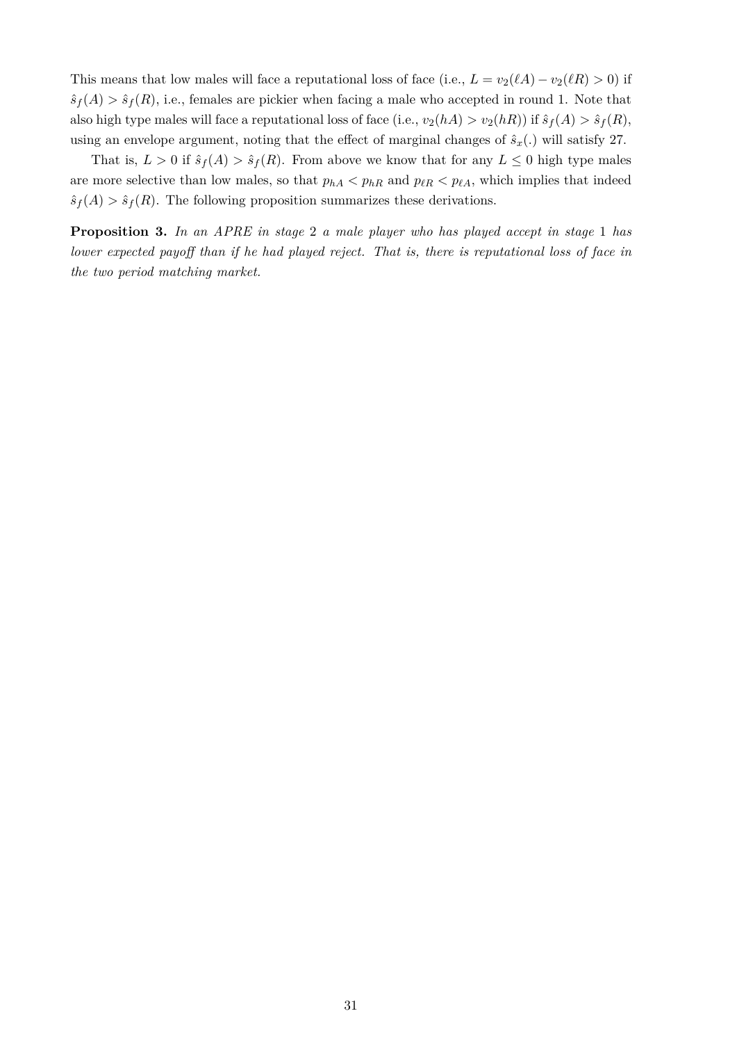This means that low males will face a reputational loss of face (i.e., $L = v_2(\ell A) - v_2(\ell R) > 0$) if $\hat{s}_f(A) > \hat{s}_f(R)$, i.e., females are pickier when facing a male who accepted in round 1. Note that also high type males will face a reputational loss of face (i.e., $v_2(hA) > v_2(hR)$) if $\hat{s}_f(A) > \hat{s}_f(R)$, using an envelope argument, noting that the effect of marginal changes of $\hat{s}_x(.)$ will satisfy 27.

That is, $L > 0$ if $\hat{s}_f(A) > \hat{s}_f(R)$. From above we know that for any $L \leq 0$ high type males are more selective than low males, so that $p_{hA} < p_{hR}$ and $p_{\ell R} < p_{\ell A}$, which implies that indeed $\hat{s}_f(A) > \hat{s}_f(R)$. The following proposition summarizes these derivations.

**Proposition 3.** *In an APRE in stage* 2 *a male player who has played accept in stage* 1 *has lower expected payoff than if he had played reject. That is, there is reputational loss of face in the two period matching market.*